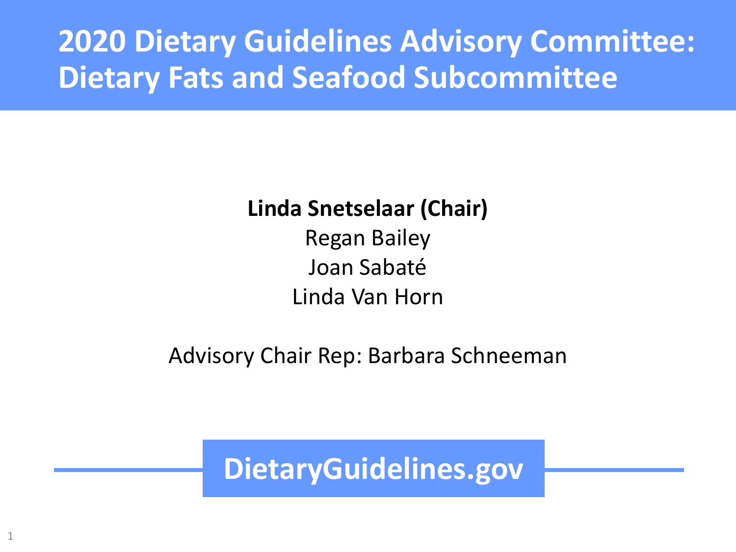# 2020 Dietary Guidelines Advisory Committee: Dietary Fats and Seafood Subcommittee

**Linda Snetselaar (Chair)**
Regan Bailey
Joan Sabaté
Linda Van Horn

Advisory Chair Rep: Barbara Schneeman

**DietaryGuidelines.gov**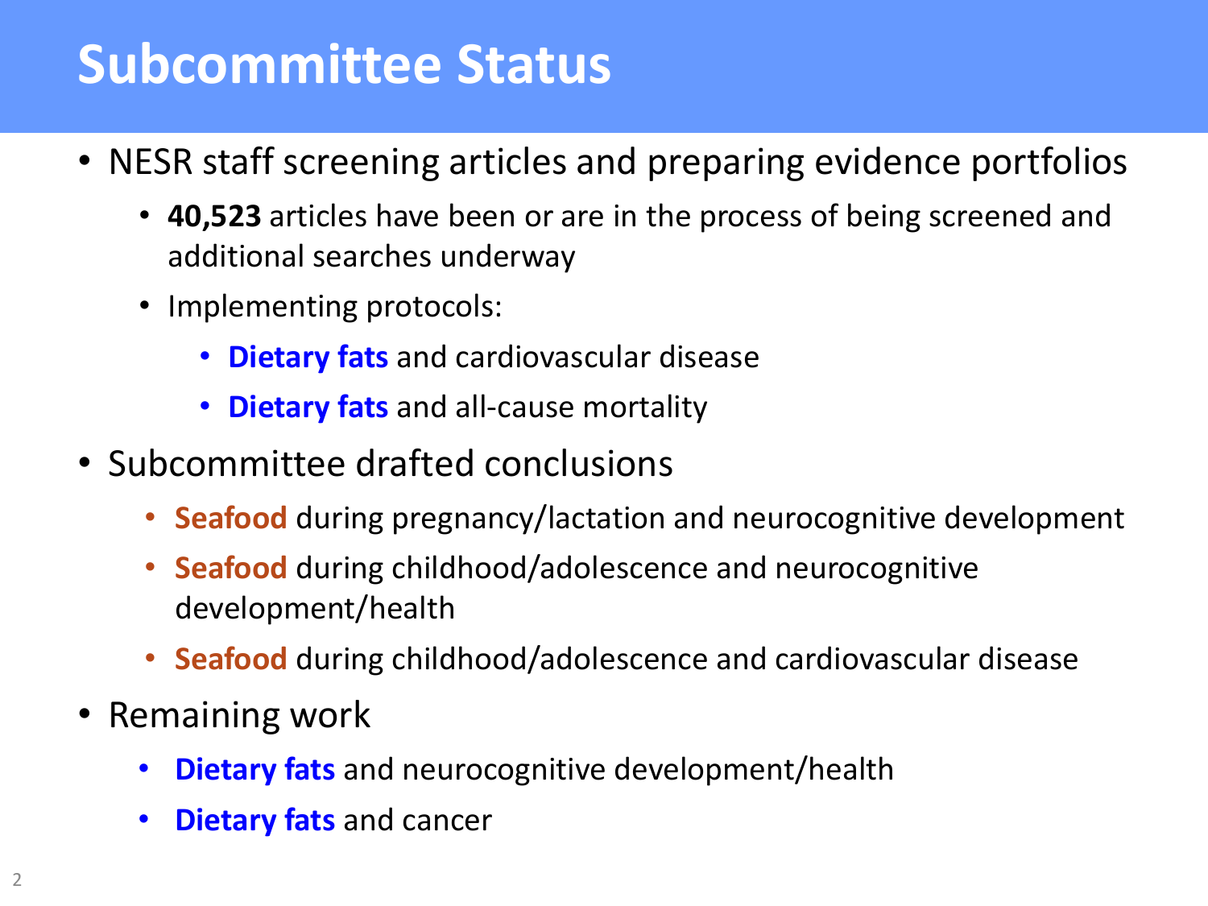# Subcommittee Status

- NESR staff screening articles and preparing evidence portfolios
  - **40,523** articles have been or are in the process of being screened and additional searches underway
  - Implementing protocols:
    - **Dietary fats** and cardiovascular disease
    - **Dietary fats** and all-cause mortality
- Subcommittee drafted conclusions
  - **Seafood** during pregnancy/lactation and neurocognitive development
  - **Seafood** during childhood/adolescence and neurocognitive development/health
  - **Seafood** during childhood/adolescence and cardiovascular disease
- Remaining work
  - **Dietary fats** and neurocognitive development/health
  - **Dietary fats** and cancer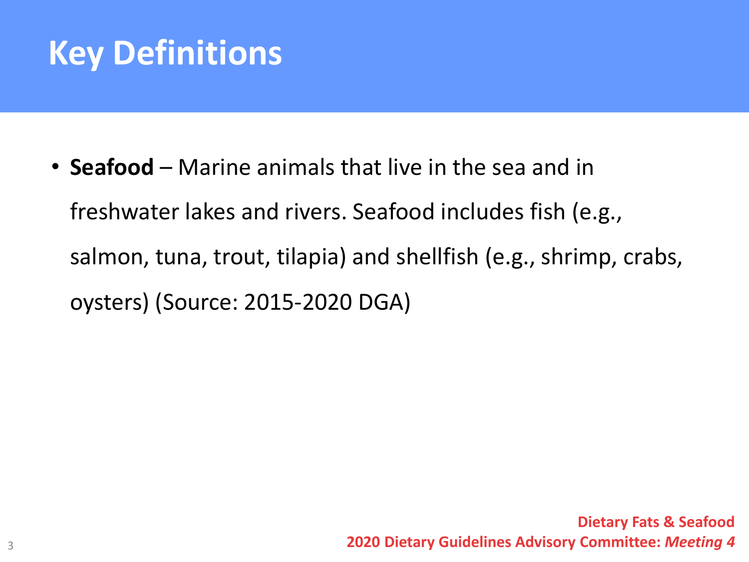# Key Definitions

- **Seafood** – Marine animals that live in the sea and in freshwater lakes and rivers. Seafood includes fish (e.g., salmon, tuna, trout, tilapia) and shellfish (e.g., shrimp, crabs, oysters) (Source: 2015-2020 DGA)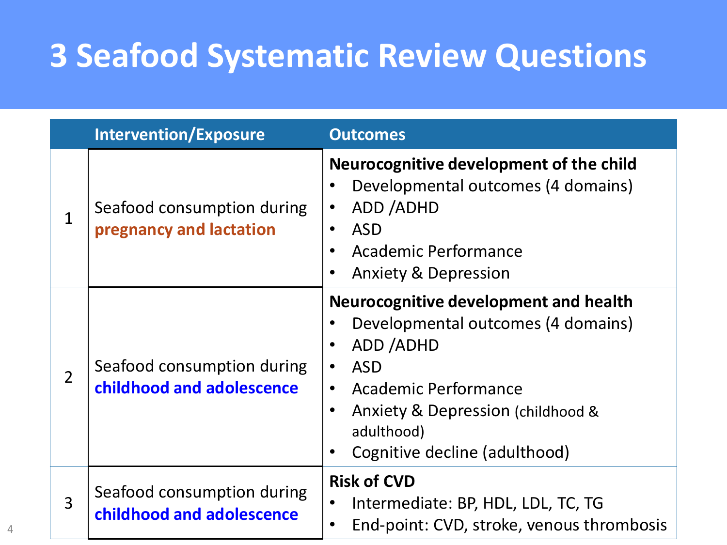# 3 Seafood Systematic Review Questions

| | Intervention/Exposure | Outcomes |
|---|---|---|
| 1 | Seafood consumption during **pregnancy and lactation** | **Neurocognitive development of the child**<br>• Developmental outcomes (4 domains)<br>• ADD /ADHD<br>• ASD<br>• Academic Performance<br>• Anxiety & Depression |
| 2 | Seafood consumption during **childhood and adolescence** | **Neurocognitive development and health**<br>• Developmental outcomes (4 domains)<br>• ADD /ADHD<br>• ASD<br>• Academic Performance<br>• Anxiety & Depression (childhood & adulthood)<br>• Cognitive decline (adulthood) |
| 3 | Seafood consumption during **childhood and adolescence** | **Risk of CVD**<br>• Intermediate: BP, HDL, LDL, TC, TG<br>• End-point: CVD, stroke, venous thrombosis |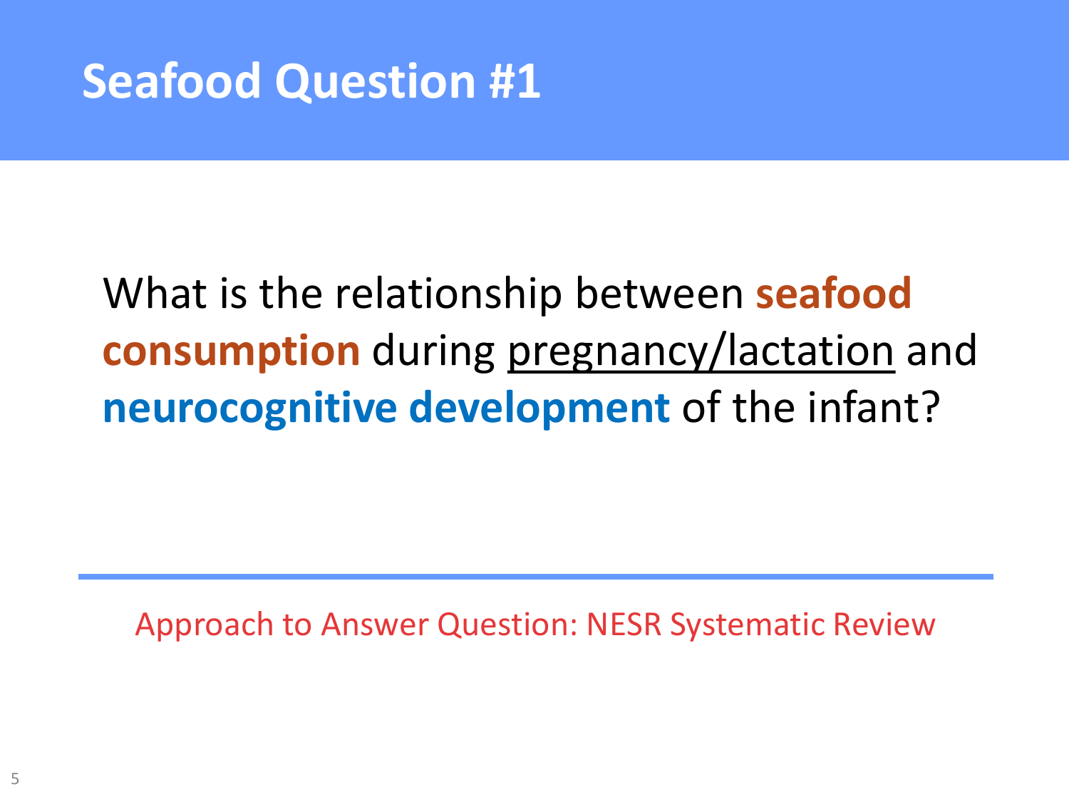# Seafood Question #1

What is the relationship between **seafood consumption** during pregnancy/lactation and **neurocognitive development** of the infant?

Approach to Answer Question: NESR Systematic Review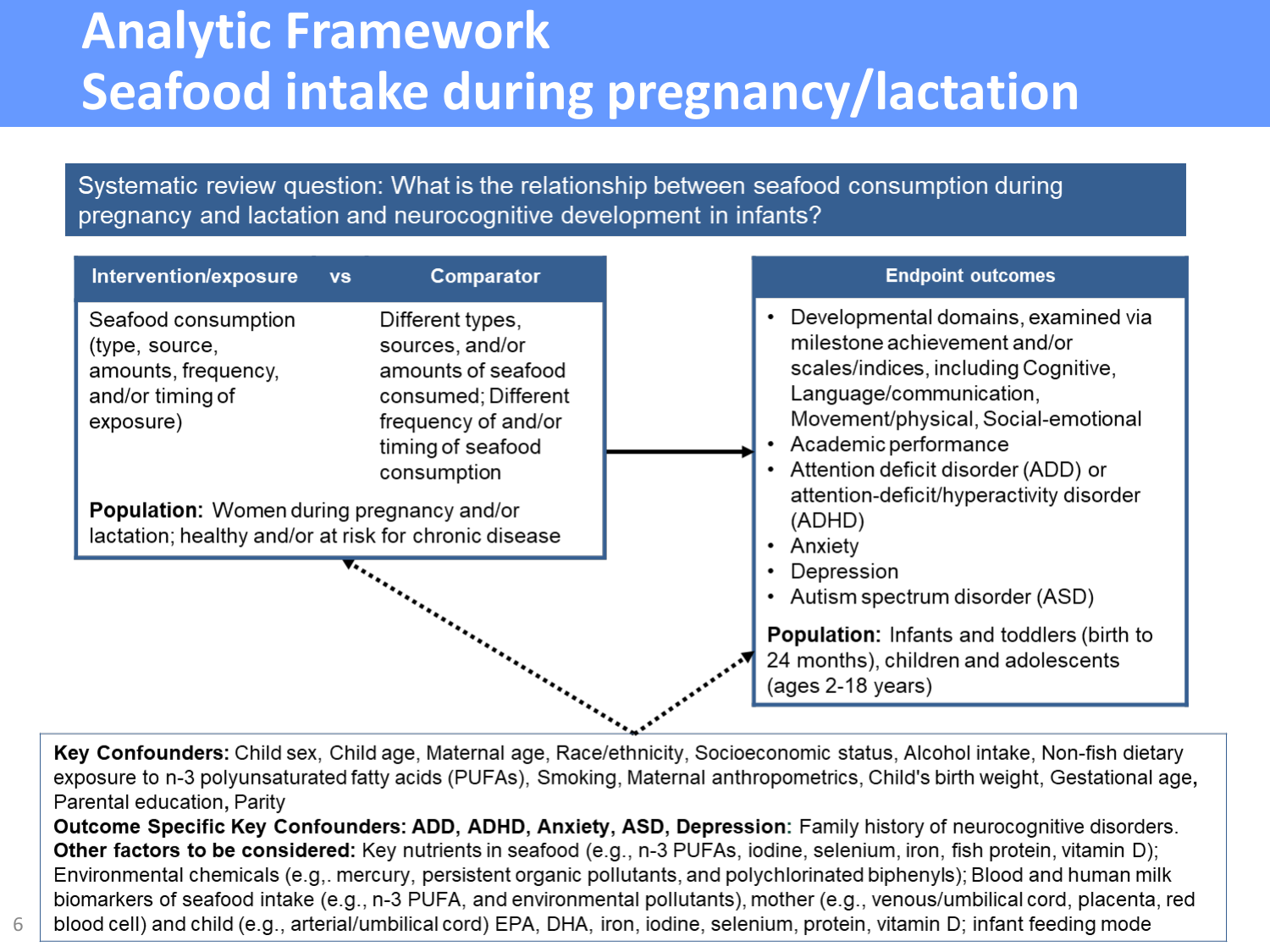# Analytic Framework
# Seafood intake during pregnancy/lactation

**Systematic review question: What is the relationship between seafood consumption during pregnancy and lactation and neurocognitive development in infants?**

| Intervention/exposure | vs | Comparator |
|---|---|---|
| Seafood consumption (type, source, amounts, frequency, and/or timing of exposure) | | Different types, sources, and/or amounts of seafood consumed; Different frequency of and/or timing of seafood consumption |

**Population:** Women during pregnancy and/or lactation; healthy and/or at risk for chronic disease

**Endpoint outcomes**

- Developmental domains, examined via milestone achievement and/or scales/indices, including Cognitive, Language/communication, Movement/physical, Social-emotional
- Academic performance
- Attention deficit disorder (ADD) or attention-deficit/hyperactivity disorder (ADHD)
- Anxiety
- Depression
- Autism spectrum disorder (ASD)

**Population:** Infants and toddlers (birth to 24 months), children and adolescents (ages 2-18 years)

**Key Confounders:** Child sex, Child age, Maternal age, Race/ethnicity, Socioeconomic status, Alcohol intake, Non-fish dietary exposure to n-3 polyunsaturated fatty acids (PUFAs), Smoking, Maternal anthropometrics, Child's birth weight, Gestational age, Parental education, Parity

**Outcome Specific Key Confounders: ADD, ADHD, Anxiety, ASD, Depression:** Family history of neurocognitive disorders.

**Other factors to be considered:** Key nutrients in seafood (e.g., n-3 PUFAs, iodine, selenium, iron, fish protein, vitamin D); Environmental chemicals (e.g,. mercury, persistent organic pollutants, and polychlorinated biphenyls); Blood and human milk biomarkers of seafood intake (e.g., n-3 PUFA, and environmental pollutants), mother (e.g., venous/umbilical cord, placenta, red blood cell) and child (e.g., arterial/umbilical cord) EPA, DHA, iron, iodine, selenium, protein, vitamin D; infant feeding mode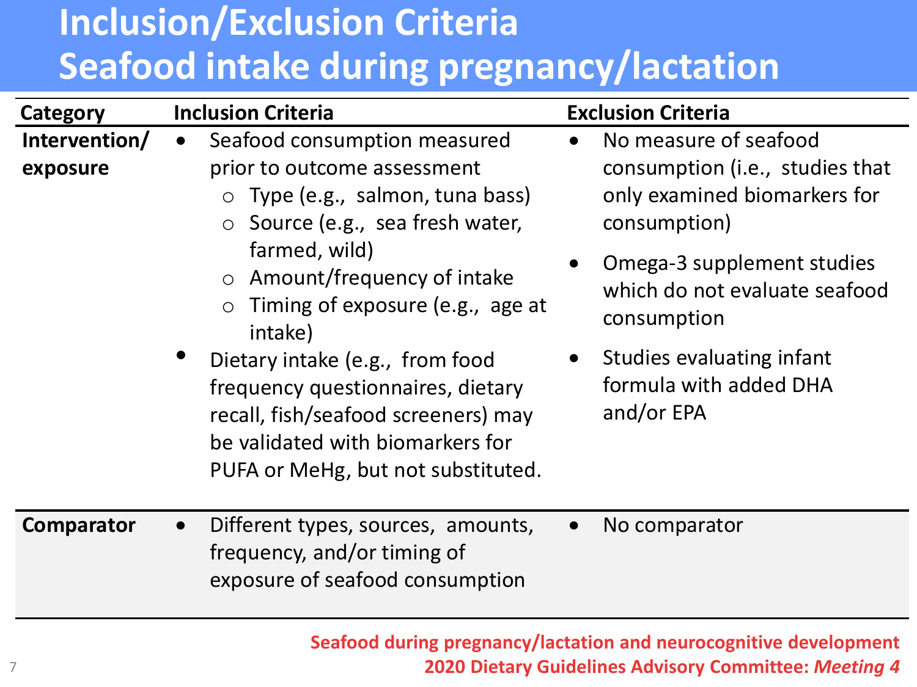# Inclusion/Exclusion Criteria
# Seafood intake during pregnancy/lactation

| Category | Inclusion Criteria | Exclusion Criteria |
| --- | --- | --- |
| **Intervention/ exposure** | • Seafood consumption measured prior to outcome assessment<br>○ Type (e.g., salmon, tuna bass)<br>○ Source (e.g., sea fresh water, farmed, wild)<br>○ Amount/frequency of intake<br>○ Timing of exposure (e.g., age at intake)<br>• Dietary intake (e.g., from food frequency questionnaires, dietary recall, fish/seafood screeners) may be validated with biomarkers for PUFA or MeHg, but not substituted. | • No measure of seafood consumption (i.e., studies that only examined biomarkers for consumption)<br>• Omega-3 supplement studies which do not evaluate seafood consumption<br>• Studies evaluating infant formula with added DHA and/or EPA |
| **Comparator** | • Different types, sources, amounts, frequency, and/or timing of exposure of seafood consumption | • No comparator |

**Seafood during pregnancy/lactation and neurocognitive development**
**2020 Dietary Guidelines Advisory Committee: *Meeting 4***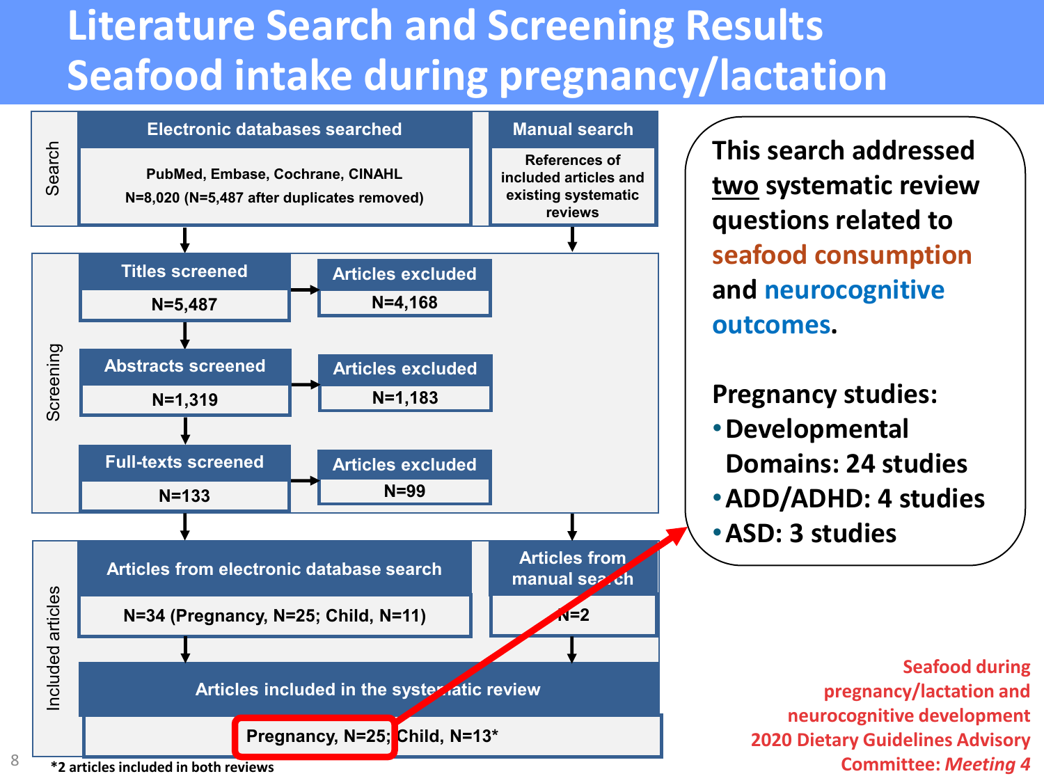# Literature Search and Screening Results
# Seafood intake during pregnancy/lactation

**Search**

- **Electronic databases searched:** PubMed, Embase, Cochrane, CINAHL — N=8,020 (N=5,487 after duplicates removed)
- **Manual search:** References of included articles and existing systematic reviews

**Screening**

- **Titles screened:** N=5,487 → **Articles excluded:** N=4,168
- **Abstracts screened:** N=1,319 → **Articles excluded:** N=1,183
- **Full-texts screened:** N=133 → **Articles excluded:** N=99

**Included articles**

- **Articles from electronic database search:** N=34 (Pregnancy, N=25; Child, N=11)
- **Articles from manual search:** N=2
- **Articles included in the systematic review:** Pregnancy, N=25; Child, N=13*

*2 articles included in both reviews

This search addressed <u>two</u> systematic review questions related to seafood consumption and neurocognitive outcomes.

**Pregnancy studies:**

- Developmental Domains: 24 studies
- ADD/ADHD: 4 studies
- ASD: 3 studies

Seafood during pregnancy/lactation and neurocognitive development
2020 Dietary Guidelines Advisory Committee: *Meeting 4*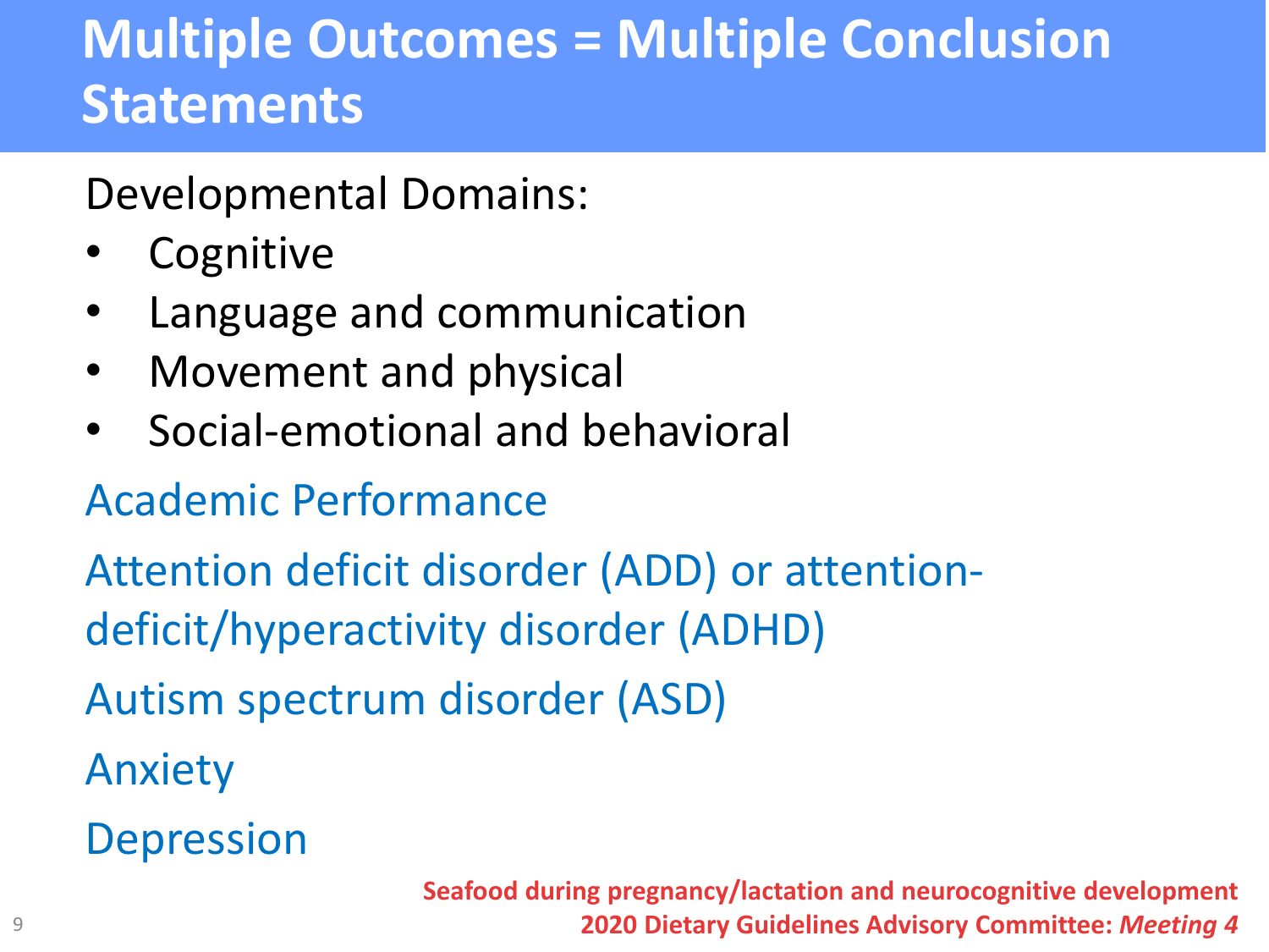# Multiple Outcomes = Multiple Conclusion Statements

Developmental Domains:

- Cognitive
- Language and communication
- Movement and physical
- Social-emotional and behavioral

Academic Performance

Attention deficit disorder (ADD) or attention-deficit/hyperactivity disorder (ADHD)

Autism spectrum disorder (ASD)

Anxiety

Depression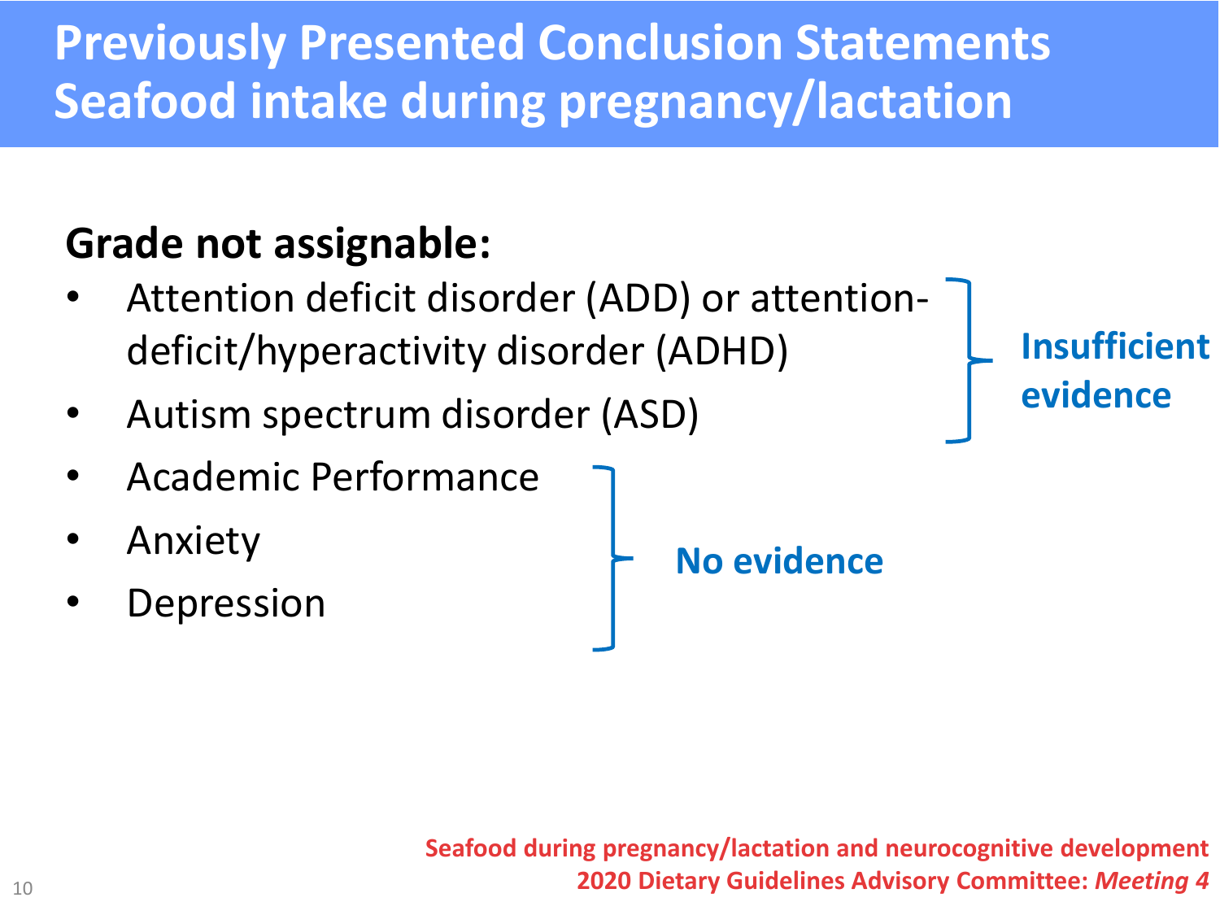# Previously Presented Conclusion Statements Seafood intake during pregnancy/lactation

**Grade not assignable:**

- Attention deficit disorder (ADD) or attention-deficit/hyperactivity disorder (ADHD)
- Autism spectrum disorder (ASD)

} **Insufficient evidence**

- Academic Performance
- Anxiety
- Depression

} **No evidence**

**Seafood during pregnancy/lactation and neurocognitive development**
**2020 Dietary Guidelines Advisory Committee: *Meeting 4***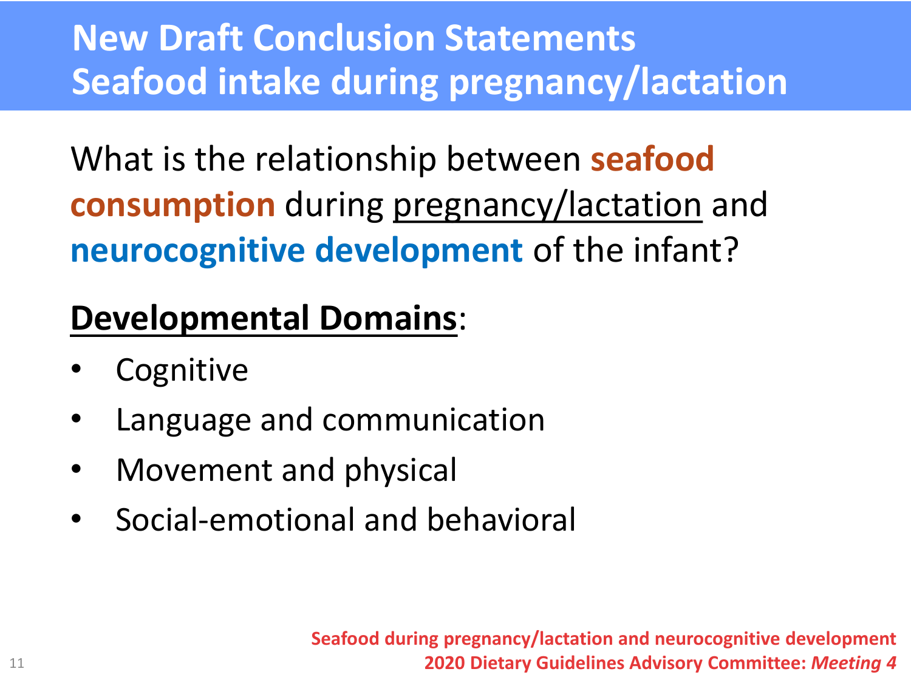# New Draft Conclusion Statements
# Seafood intake during pregnancy/lactation

What is the relationship between **seafood consumption** during pregnancy/lactation and **neurocognitive development** of the infant?

**Developmental Domains**:

- Cognitive
- Language and communication
- Movement and physical
- Social-emotional and behavioral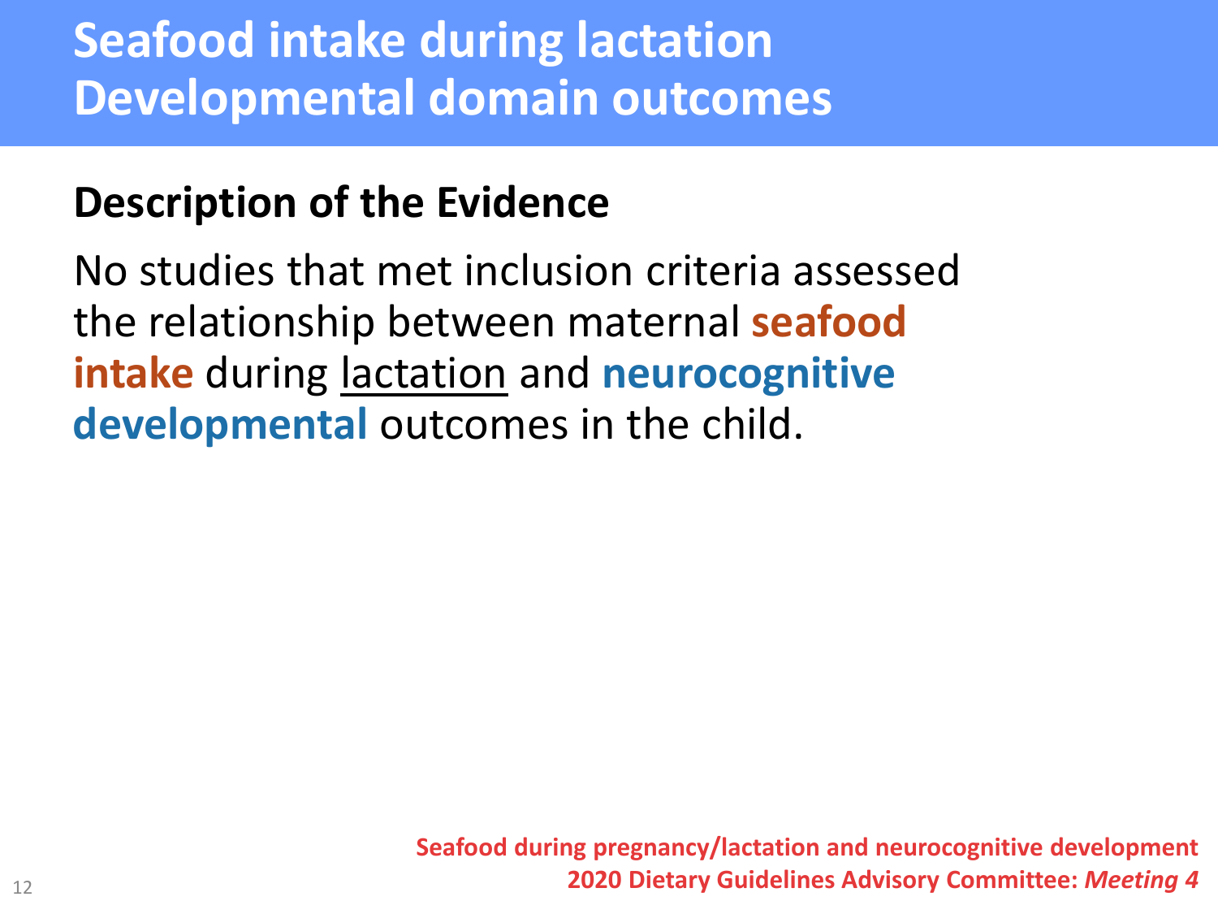# Seafood intake during lactation Developmental domain outcomes

## Description of the Evidence

No studies that met inclusion criteria assessed the relationship between maternal **seafood intake** during <u>lactation</u> and **neurocognitive developmental** outcomes in the child.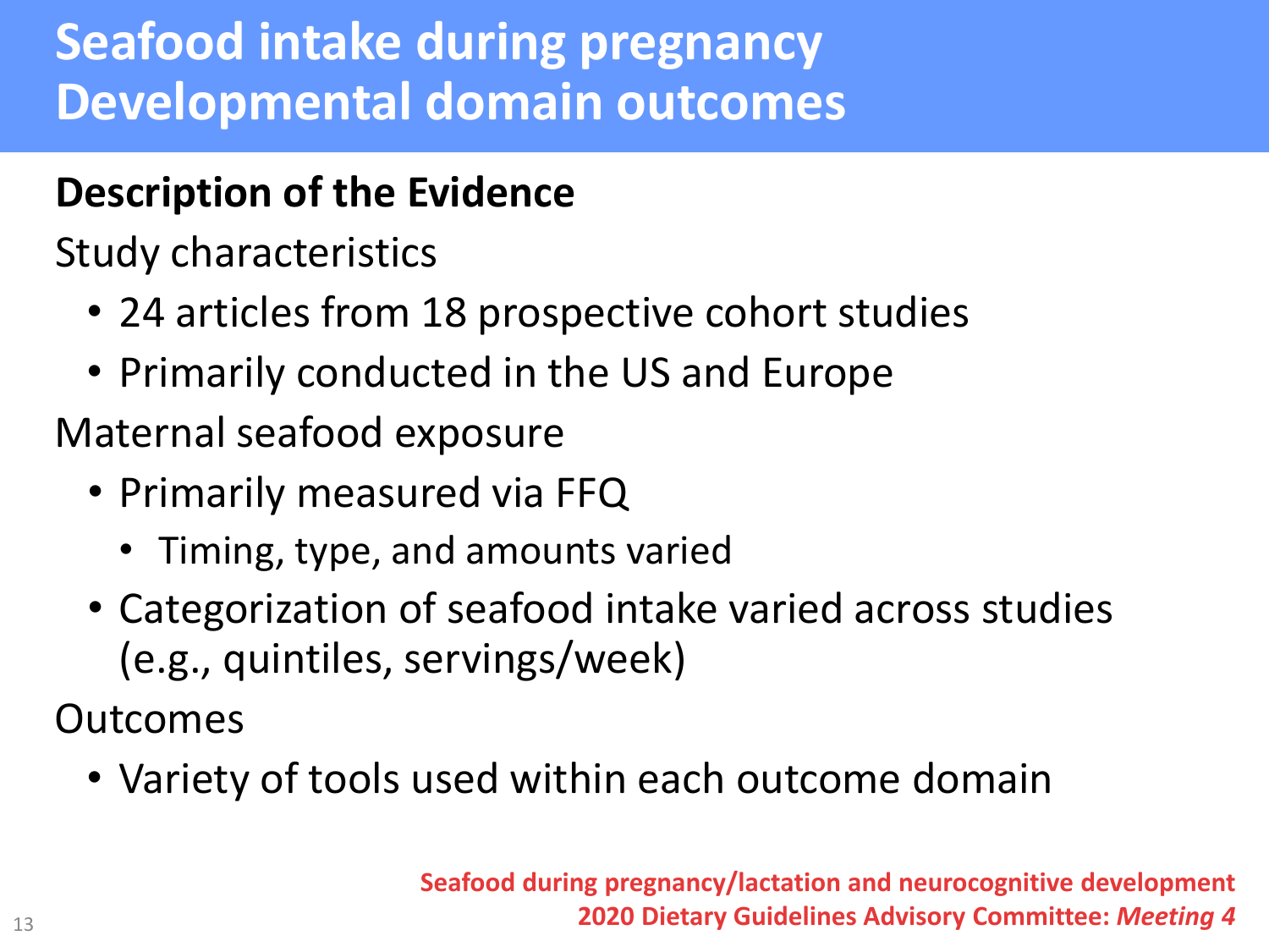# Seafood intake during pregnancy Developmental domain outcomes

**Description of the Evidence**

Study characteristics

- 24 articles from 18 prospective cohort studies
- Primarily conducted in the US and Europe

Maternal seafood exposure

- Primarily measured via FFQ
  - Timing, type, and amounts varied
- Categorization of seafood intake varied across studies (e.g., quintiles, servings/week)

Outcomes

- Variety of tools used within each outcome domain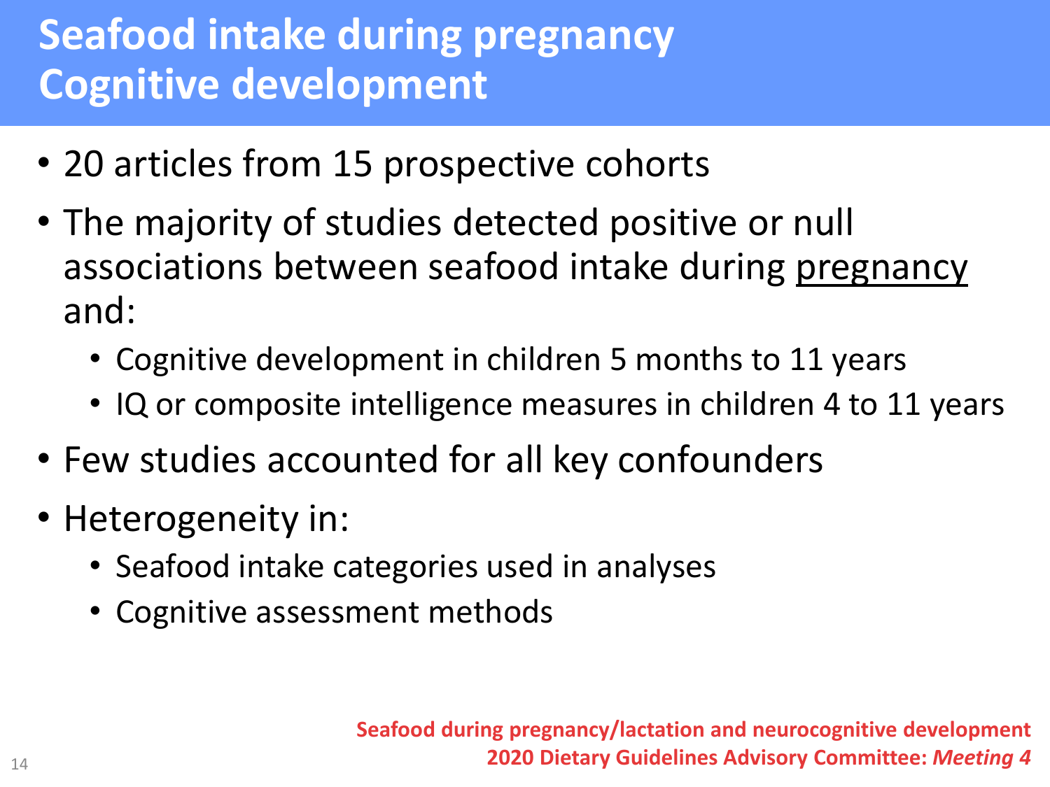# Seafood intake during pregnancy
# Cognitive development

- 20 articles from 15 prospective cohorts
- The majority of studies detected positive or null associations between seafood intake during pregnancy and:
  - Cognitive development in children 5 months to 11 years
  - IQ or composite intelligence measures in children 4 to 11 years
- Few studies accounted for all key confounders
- Heterogeneity in:
  - Seafood intake categories used in analyses
  - Cognitive assessment methods

**Seafood during pregnancy/lactation and neurocognitive development**
**2020 Dietary Guidelines Advisory Committee: *Meeting 4***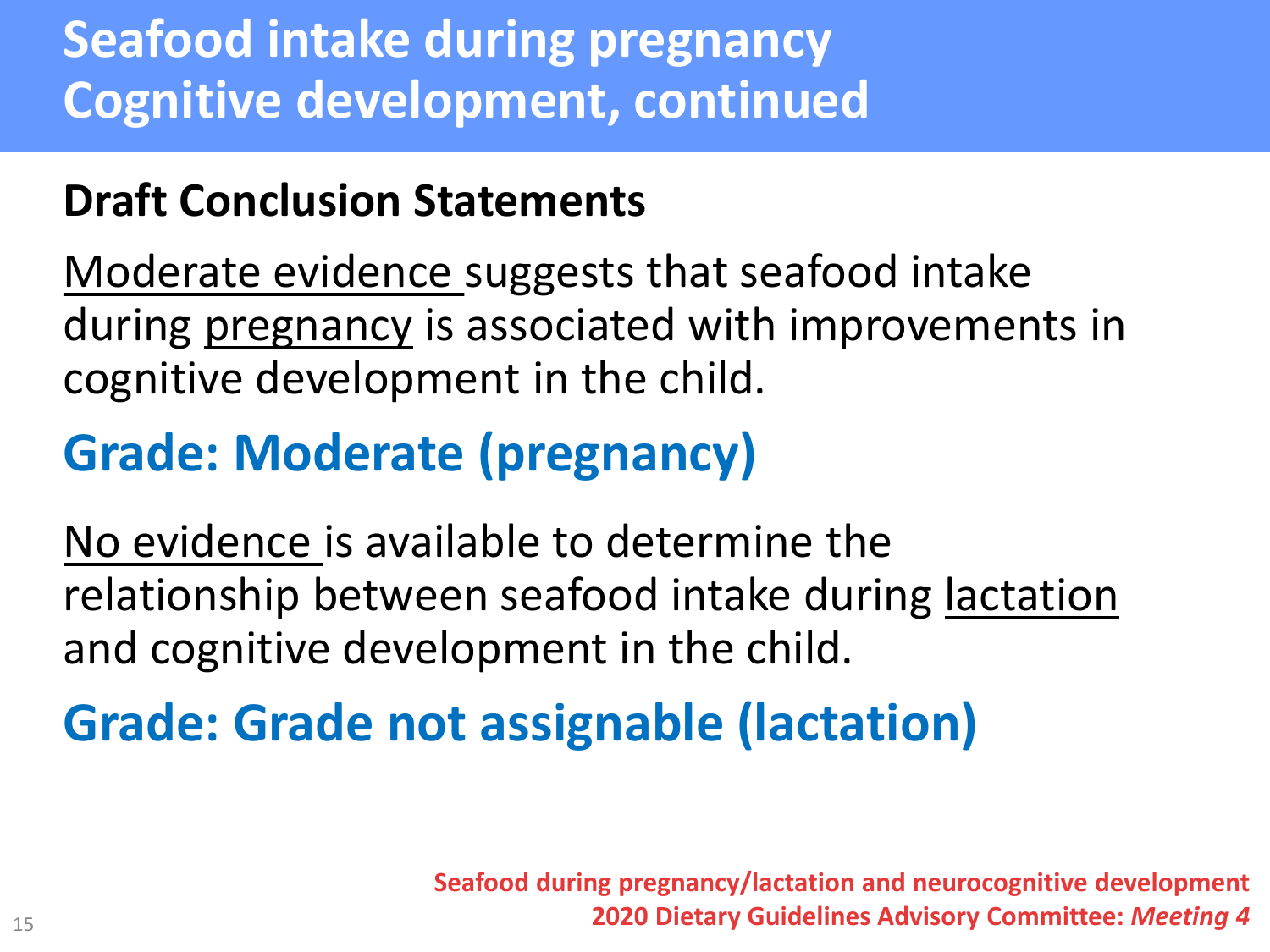# Seafood intake during pregnancy Cognitive development, continued

**Draft Conclusion Statements**

Moderate evidence suggests that seafood intake during pregnancy is associated with improvements in cognitive development in the child.

## Grade: Moderate (pregnancy)

No evidence is available to determine the relationship between seafood intake during lactation and cognitive development in the child.

## Grade: Grade not assignable (lactation)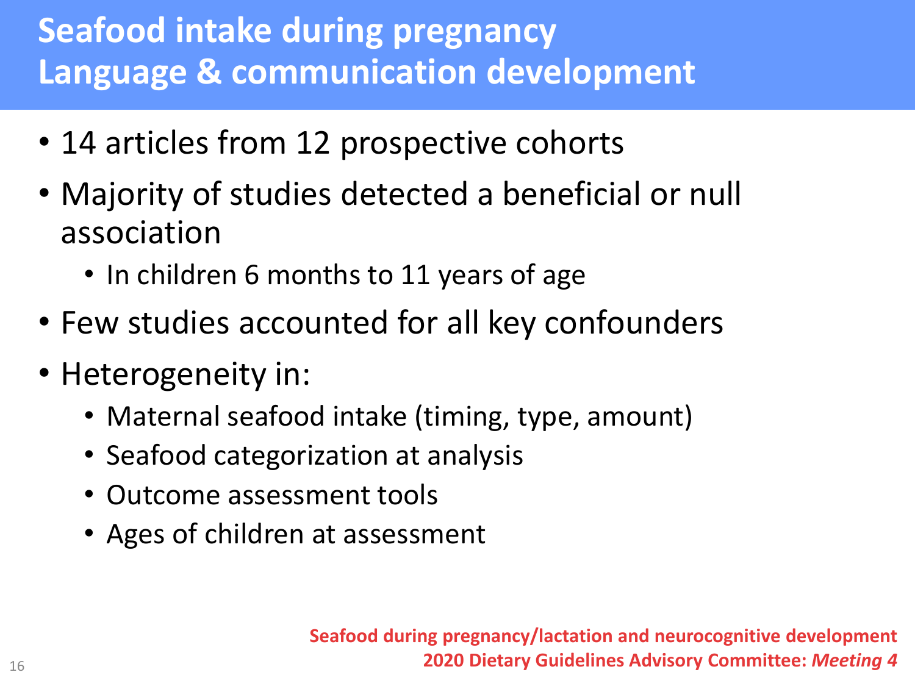# Seafood intake during pregnancy
# Language & communication development

- 14 articles from 12 prospective cohorts
- Majority of studies detected a beneficial or null association
  - In children 6 months to 11 years of age
- Few studies accounted for all key confounders
- Heterogeneity in:
  - Maternal seafood intake (timing, type, amount)
  - Seafood categorization at analysis
  - Outcome assessment tools
  - Ages of children at assessment

**Seafood during pregnancy/lactation and neurocognitive development**
**2020 Dietary Guidelines Advisory Committee: *Meeting 4***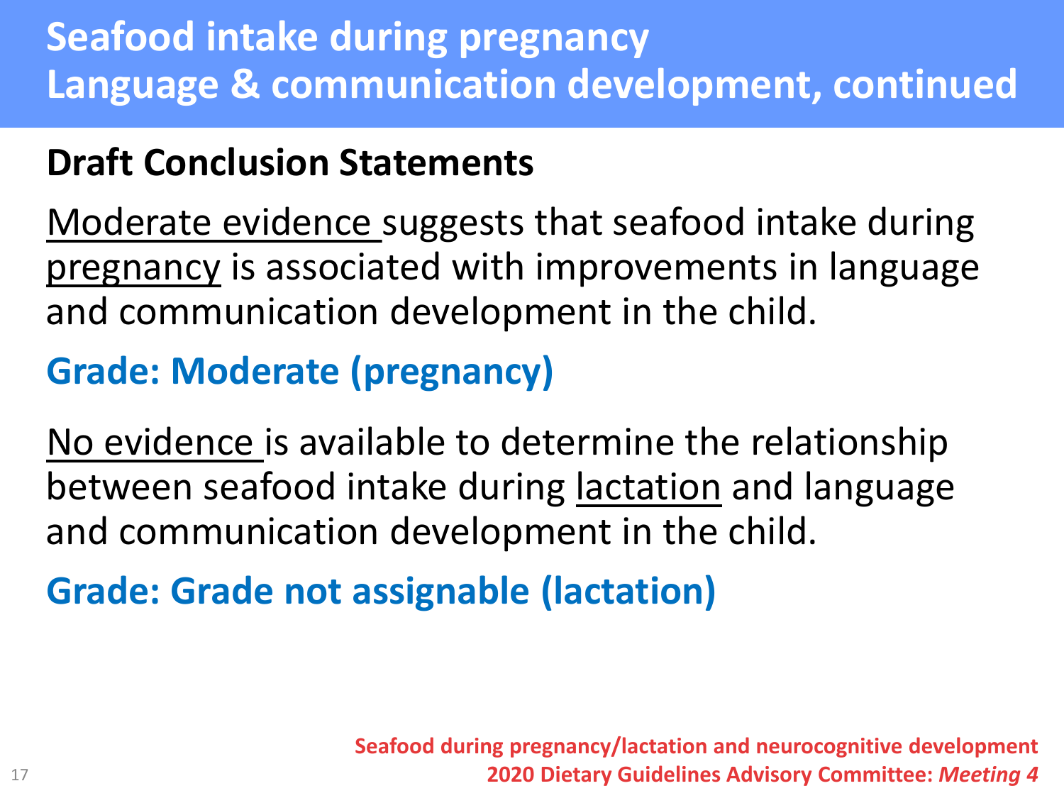# Seafood intake during pregnancy
# Language & communication development, continued

## Draft Conclusion Statements

Moderate evidence suggests that seafood intake during pregnancy is associated with improvements in language and communication development in the child.

**Grade: Moderate (pregnancy)**

No evidence is available to determine the relationship between seafood intake during lactation and language and communication development in the child.

**Grade: Grade not assignable (lactation)**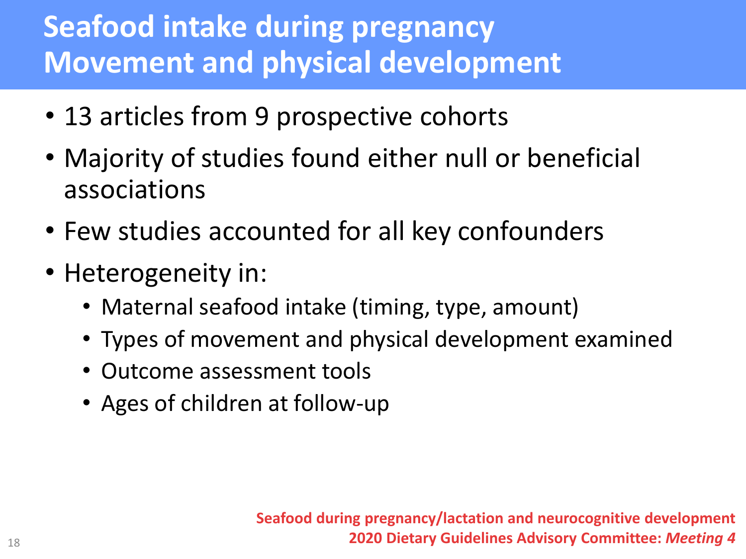# Seafood intake during pregnancy Movement and physical development

- 13 articles from 9 prospective cohorts
- Majority of studies found either null or beneficial associations
- Few studies accounted for all key confounders
- Heterogeneity in:
  - Maternal seafood intake (timing, type, amount)
  - Types of movement and physical development examined
  - Outcome assessment tools
  - Ages of children at follow-up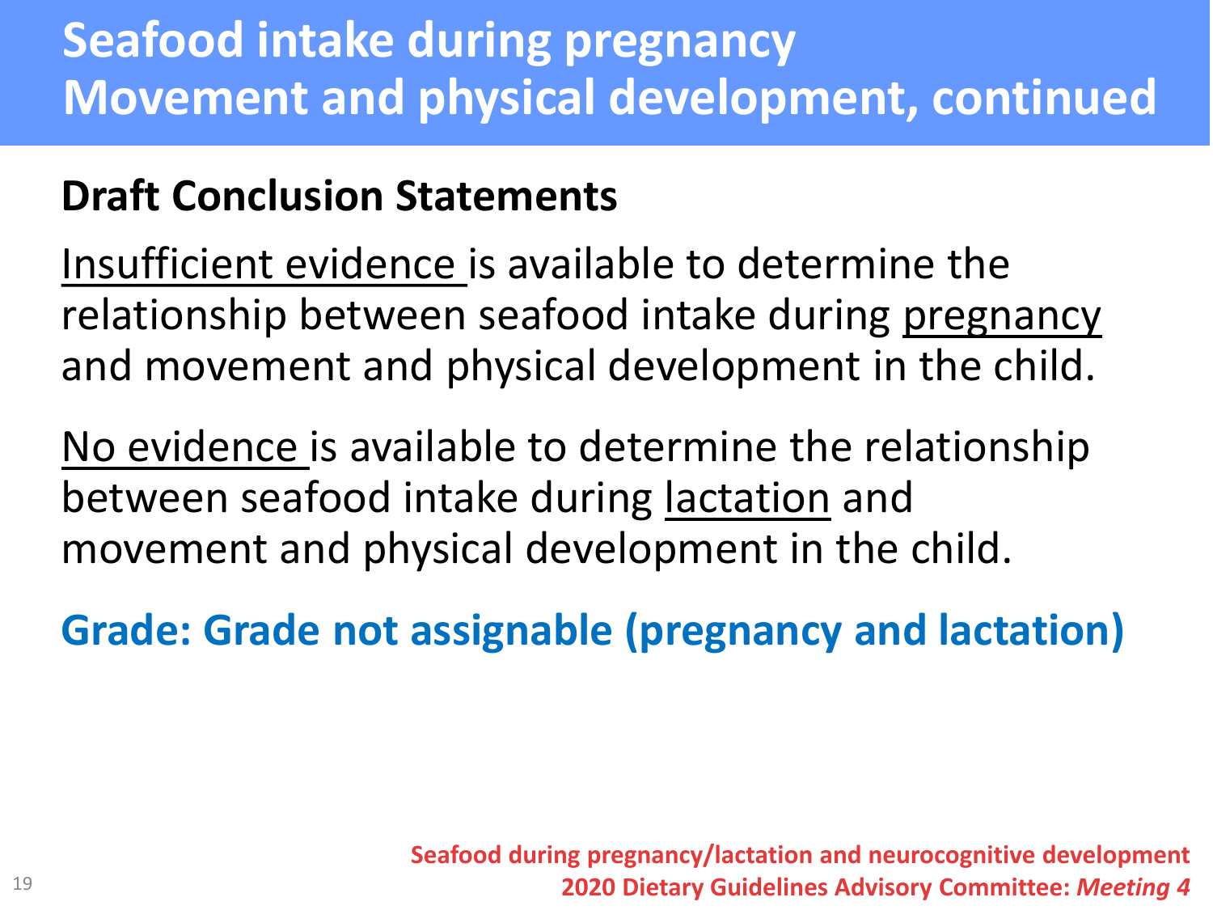# Seafood intake during pregnancy
# Movement and physical development, continued

## Draft Conclusion Statements

Insufficient evidence is available to determine the relationship between seafood intake during pregnancy and movement and physical development in the child.

No evidence is available to determine the relationship between seafood intake during lactation and movement and physical development in the child.

**Grade: Grade not assignable (pregnancy and lactation)**

**Seafood during pregnancy/lactation and neurocognitive development**
**2020 Dietary Guidelines Advisory Committee: *Meeting 4***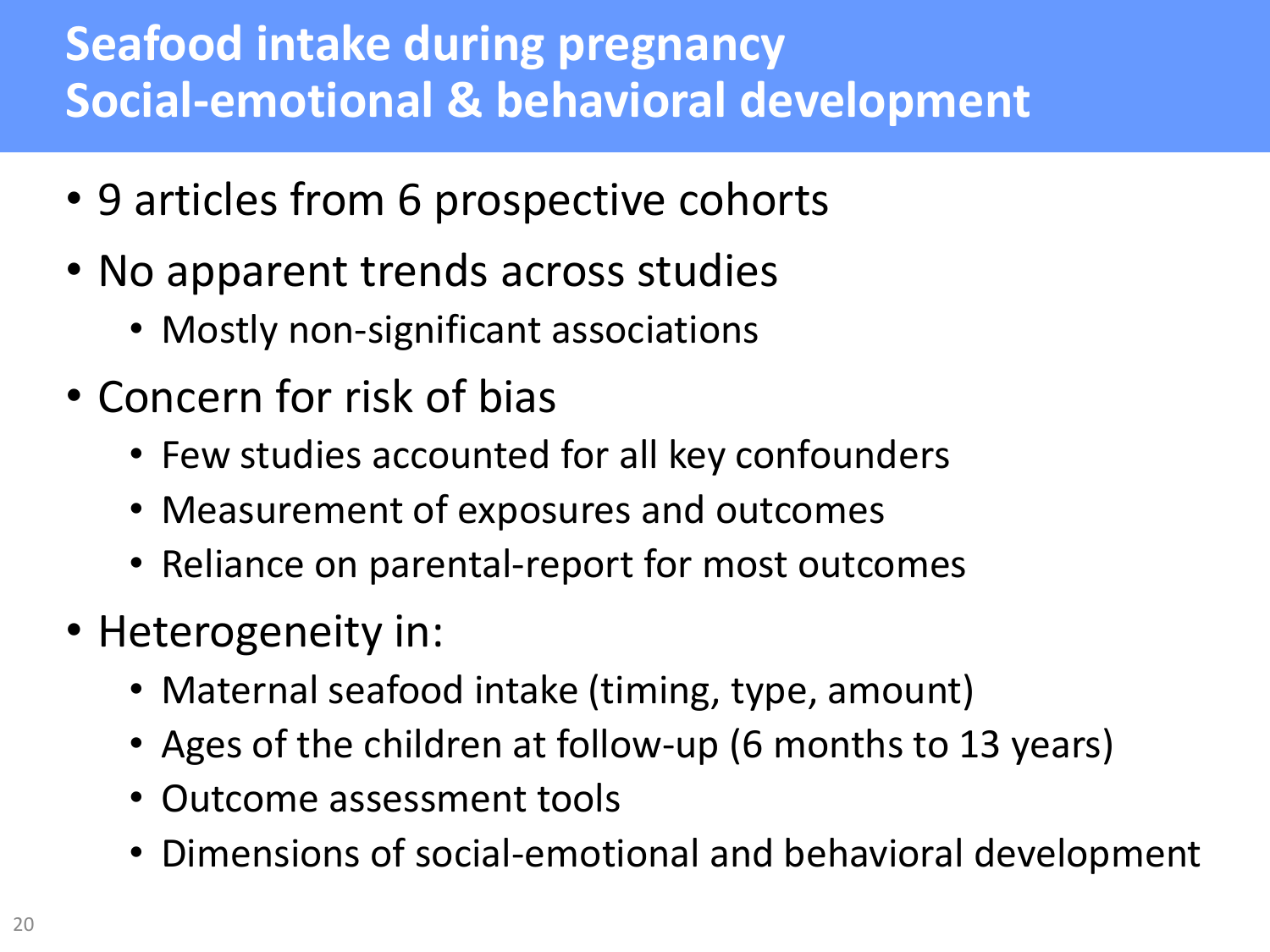# Seafood intake during pregnancy
# Social-emotional & behavioral development

- 9 articles from 6 prospective cohorts
- No apparent trends across studies
  - Mostly non-significant associations
- Concern for risk of bias
  - Few studies accounted for all key confounders
  - Measurement of exposures and outcomes
  - Reliance on parental-report for most outcomes
- Heterogeneity in:
  - Maternal seafood intake (timing, type, amount)
  - Ages of the children at follow-up (6 months to 13 years)
  - Outcome assessment tools
  - Dimensions of social-emotional and behavioral development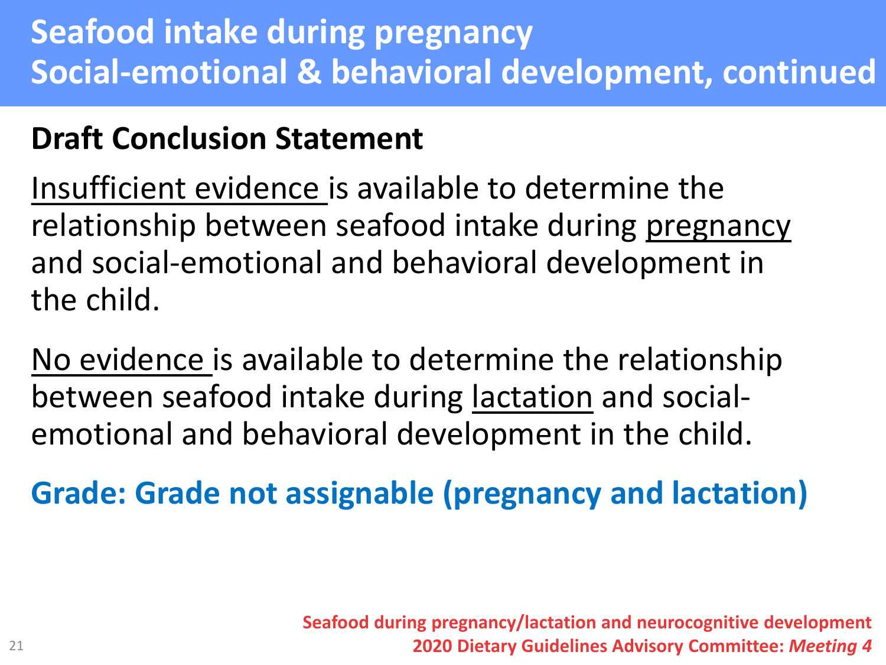# Seafood intake during pregnancy
# Social-emotional & behavioral development, continued

## Draft Conclusion Statement

Insufficient evidence is available to determine the relationship between seafood intake during pregnancy and social-emotional and behavioral development in the child.

No evidence is available to determine the relationship between seafood intake during lactation and social-emotional and behavioral development in the child.

**Grade: Grade not assignable (pregnancy and lactation)**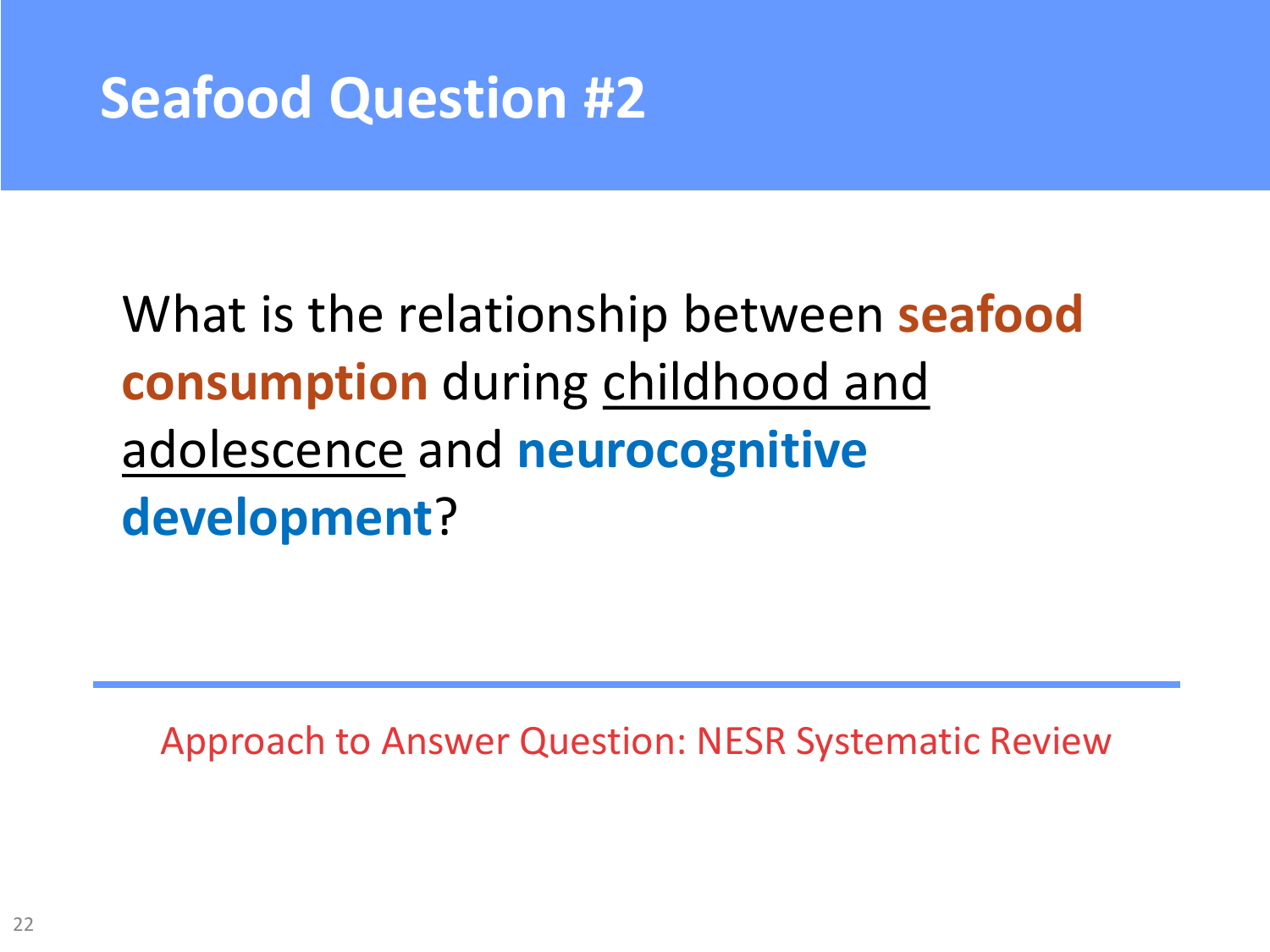# Seafood Question #2

What is the relationship between **seafood consumption** during childhood and adolescence and **neurocognitive development**?

Approach to Answer Question: NESR Systematic Review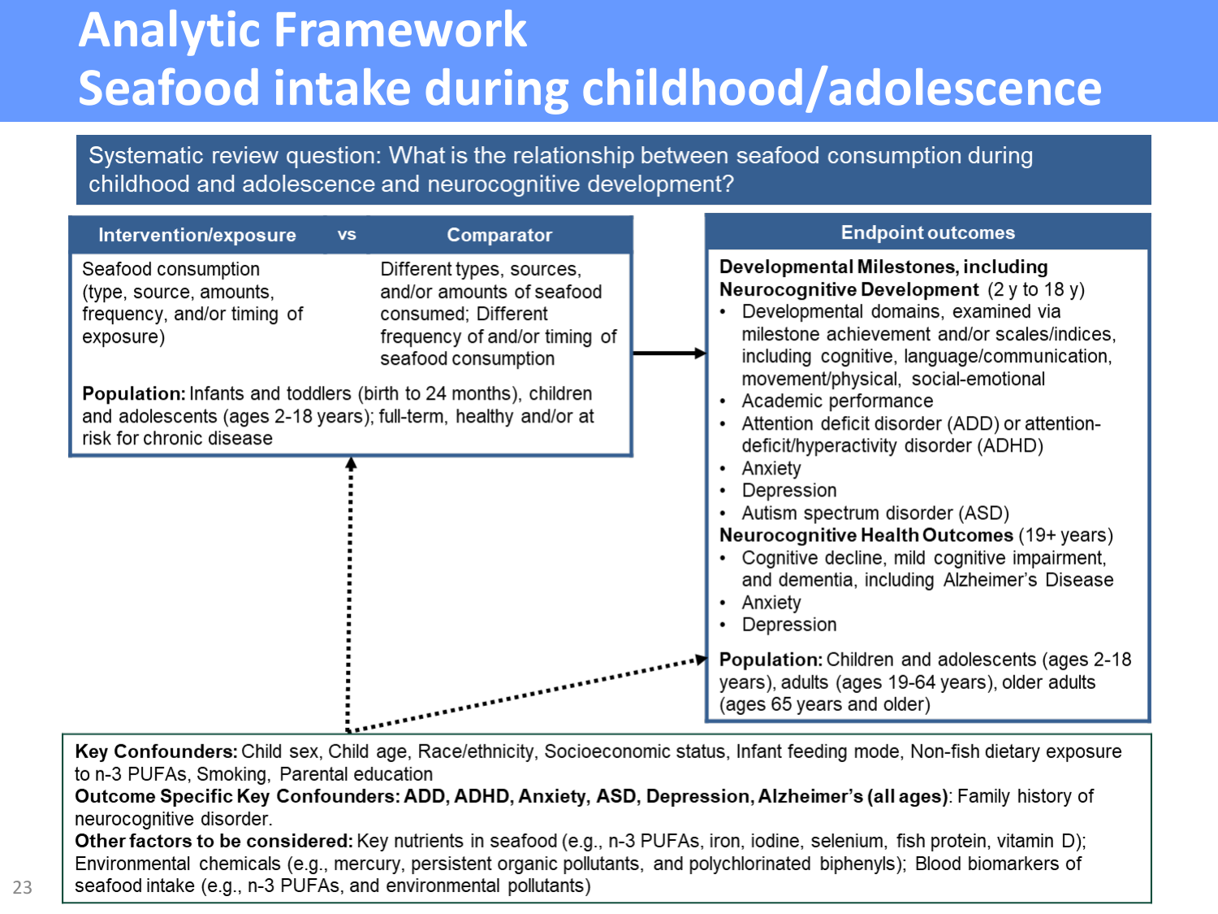# Analytic Framework
# Seafood intake during childhood/adolescence

**Systematic review question:** What is the relationship between seafood consumption during childhood and adolescence and neurocognitive development?

| Intervention/exposure | vs | Comparator |
|---|---|---|
| Seafood consumption (type, source, amounts, frequency, and/or timing of exposure) | | Different types, sources, and/or amounts of seafood consumed; Different frequency of and/or timing of seafood consumption |

**Population:** Infants and toddlers (birth to 24 months), children and adolescents (ages 2-18 years); full-term, healthy and/or at risk for chronic disease

## Endpoint outcomes

**Developmental Milestones, including Neurocognitive Development** (2 y to 18 y)

- Developmental domains, examined via milestone achievement and/or scales/indices, including cognitive, language/communication, movement/physical, social-emotional
- Academic performance
- Attention deficit disorder (ADD) or attention-deficit/hyperactivity disorder (ADHD)
- Anxiety
- Depression
- Autism spectrum disorder (ASD)

**Neurocognitive Health Outcomes** (19+ years)

- Cognitive decline, mild cognitive impairment, and dementia, including Alzheimer's Disease
- Anxiety
- Depression

**Population:** Children and adolescents (ages 2-18 years), adults (ages 19-64 years), older adults (ages 65 years and older)

---

**Key Confounders:** Child sex, Child age, Race/ethnicity, Socioeconomic status, Infant feeding mode, Non-fish dietary exposure to n-3 PUFAs, Smoking, Parental education

**Outcome Specific Key Confounders: ADD, ADHD, Anxiety, ASD, Depression, Alzheimer's (all ages)**: Family history of neurocognitive disorder.

**Other factors to be considered:** Key nutrients in seafood (e.g., n-3 PUFAs, iron, iodine, selenium, fish protein, vitamin D); Environmental chemicals (e.g., mercury, persistent organic pollutants, and polychlorinated biphenyls); Blood biomarkers of seafood intake (e.g., n-3 PUFAs, and environmental pollutants)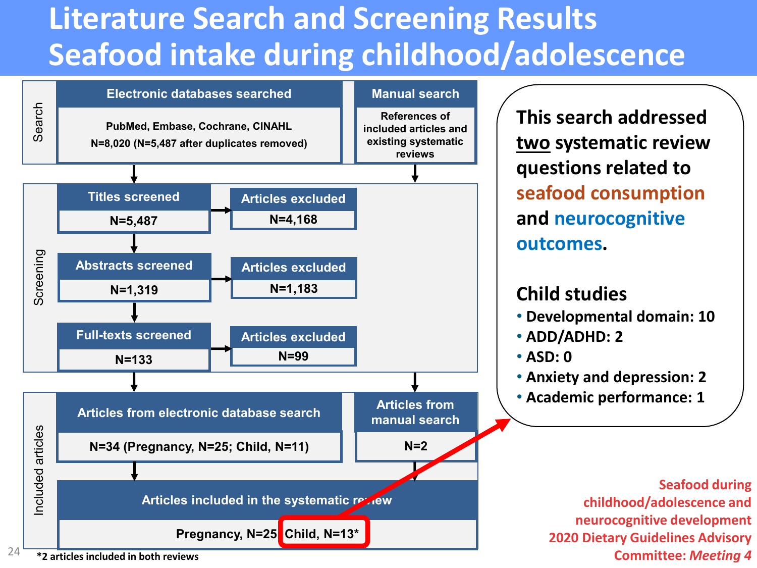# Literature Search and Screening Results
# Seafood intake during childhood/adolescence

**Search**

- **Electronic databases searched:** PubMed, Embase, Cochrane, CINAHL — N=8,020 (N=5,487 after duplicates removed)
- **Manual search:** References of included articles and existing systematic reviews

**Screening**

| Screened | N | Articles excluded | N |
|---|---|---|---|
| Titles screened | N=5,487 | Articles excluded | N=4,168 |
| Abstracts screened | N=1,319 | Articles excluded | N=1,183 |
| Full-texts screened | N=133 | Articles excluded | N=99 |

**Included articles**

- **Articles from electronic database search:** N=34 (Pregnancy, N=25; Child, N=11)
- **Articles from manual search:** N=2
- **Articles included in the systematic review:** Pregnancy, N=25 Child, N=13*

*2 articles included in both reviews

This search addressed two systematic review questions related to seafood consumption and neurocognitive outcomes.

**Child studies**

- Developmental domain: 10
- ADD/ADHD: 2
- ASD: 0
- Anxiety and depression: 2
- Academic performance: 1

Seafood during childhood/adolescence and neurocognitive development
2020 Dietary Guidelines Advisory Committee: *Meeting 4*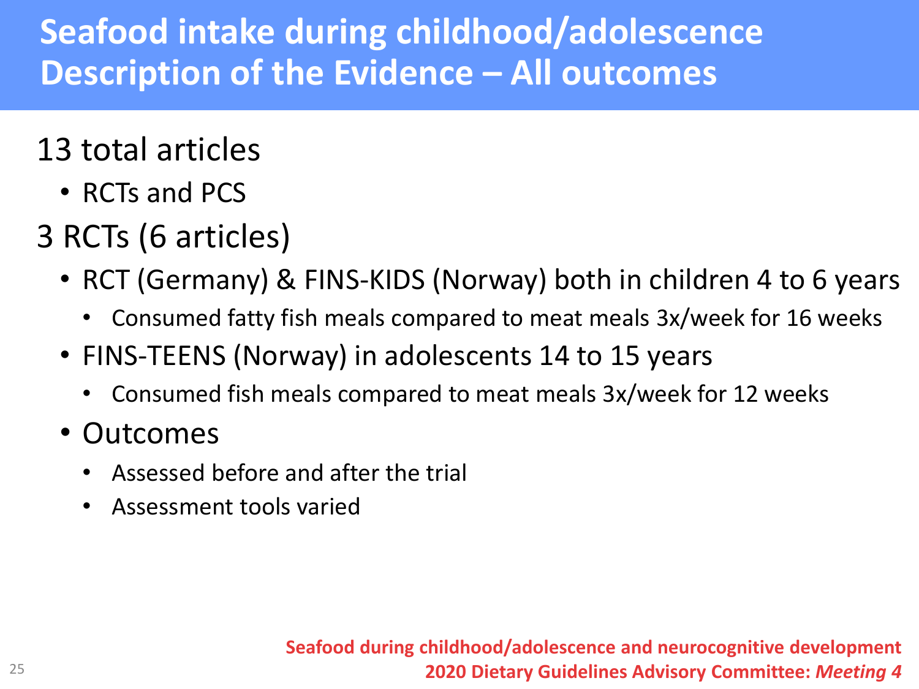# Seafood intake during childhood/adolescence Description of the Evidence – All outcomes

13 total articles

- RCTs and PCS

3 RCTs (6 articles)

- RCT (Germany) & FINS-KIDS (Norway) both in children 4 to 6 years
  - Consumed fatty fish meals compared to meat meals 3x/week for 16 weeks
- FINS-TEENS (Norway) in adolescents 14 to 15 years
  - Consumed fish meals compared to meat meals 3x/week for 12 weeks
- Outcomes
  - Assessed before and after the trial
  - Assessment tools varied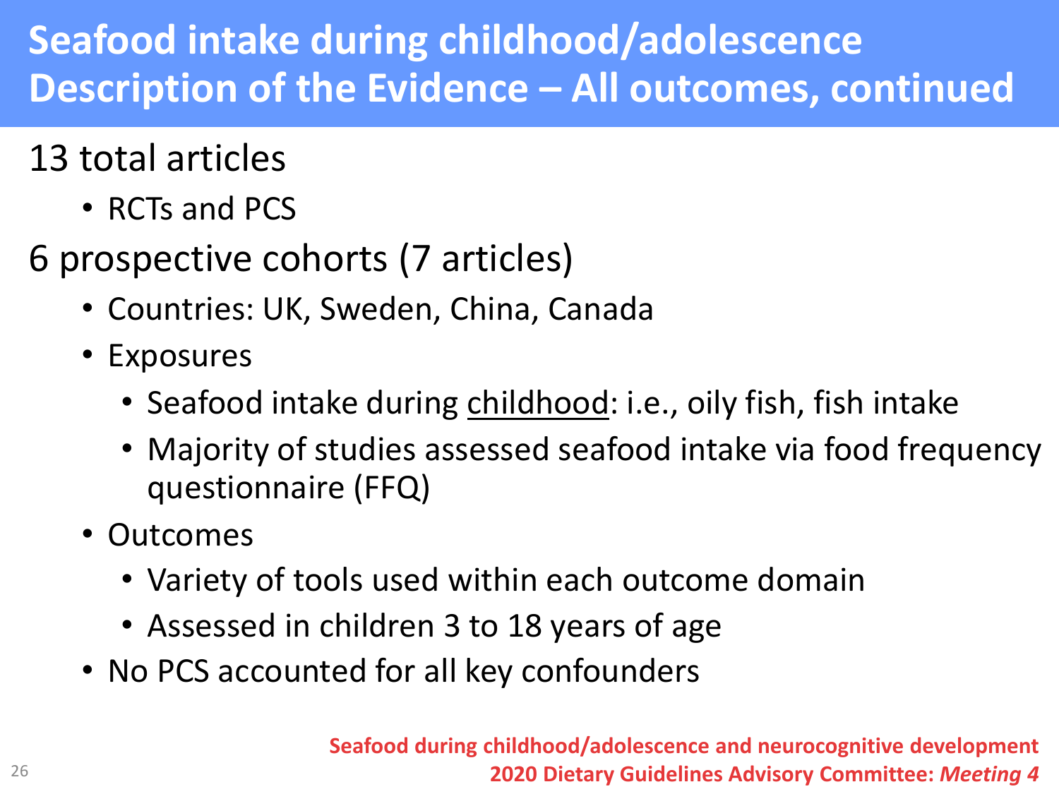# Seafood intake during childhood/adolescence Description of the Evidence – All outcomes, continued

13 total articles

- RCTs and PCS

6 prospective cohorts (7 articles)

- Countries: UK, Sweden, China, Canada
- Exposures
  - Seafood intake during <u>childhood</u>: i.e., oily fish, fish intake
  - Majority of studies assessed seafood intake via food frequency questionnaire (FFQ)
- Outcomes
  - Variety of tools used within each outcome domain
  - Assessed in children 3 to 18 years of age
- No PCS accounted for all key confounders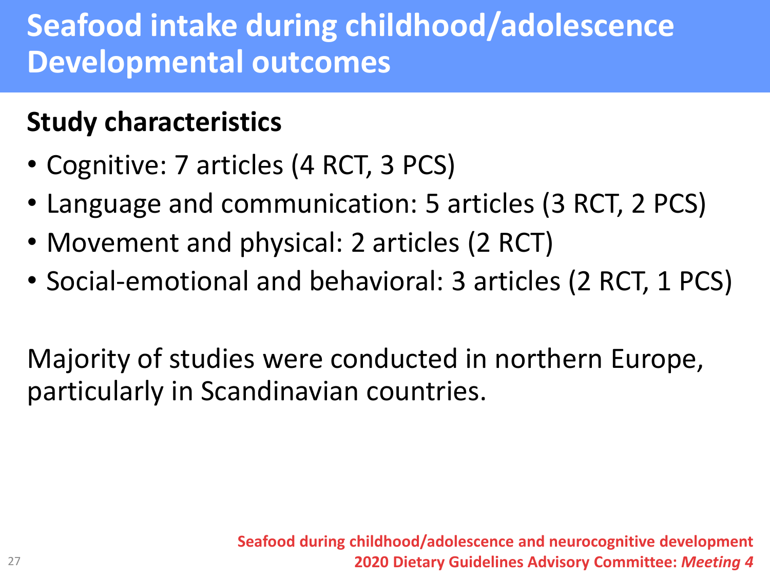# Seafood intake during childhood/adolescence Developmental outcomes

## Study characteristics

- Cognitive: 7 articles (4 RCT, 3 PCS)
- Language and communication: 5 articles (3 RCT, 2 PCS)
- Movement and physical: 2 articles (2 RCT)
- Social-emotional and behavioral: 3 articles (2 RCT, 1 PCS)

Majority of studies were conducted in northern Europe, particularly in Scandinavian countries.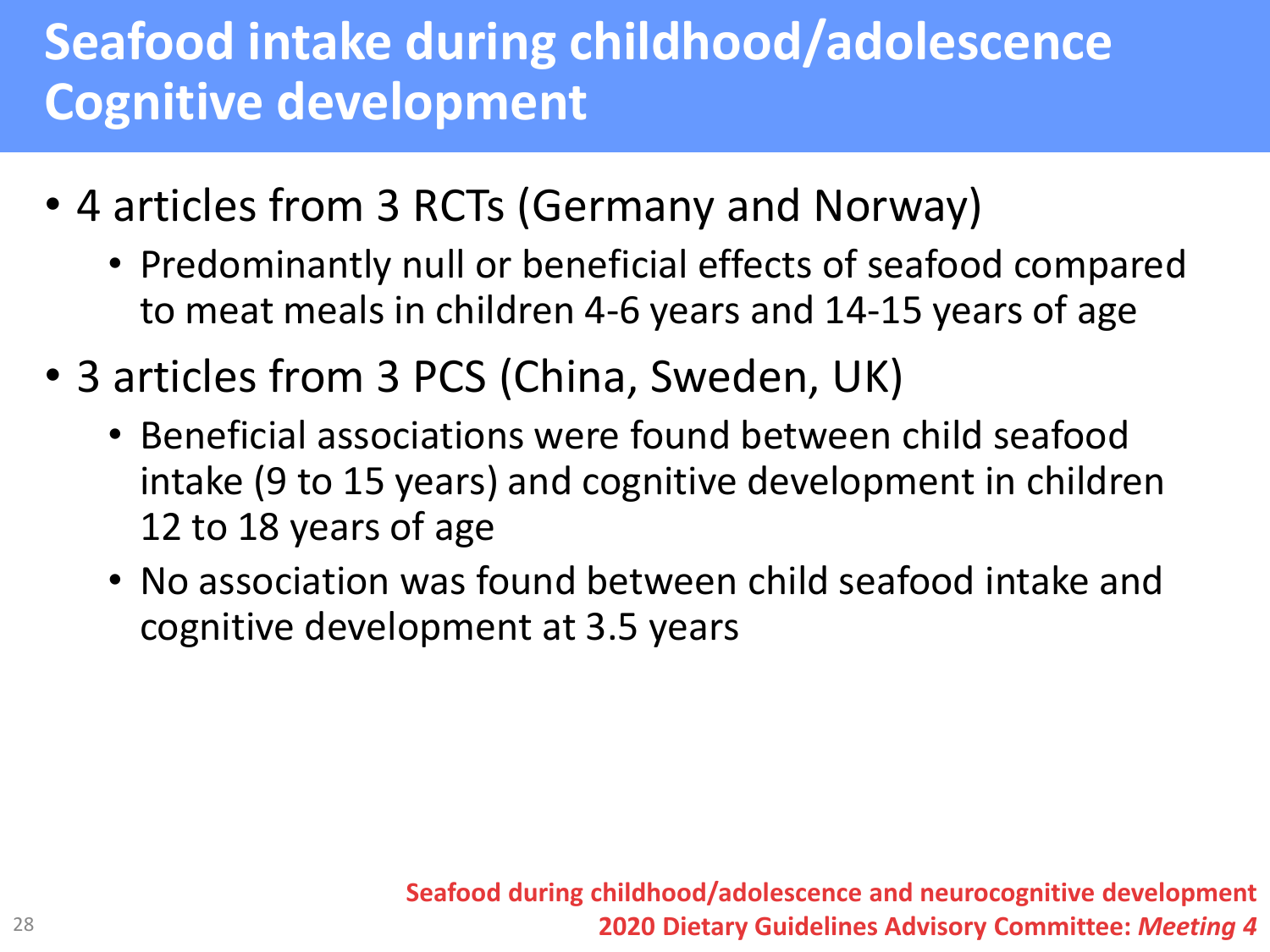# Seafood intake during childhood/adolescence Cognitive development

- 4 articles from 3 RCTs (Germany and Norway)
  - Predominantly null or beneficial effects of seafood compared to meat meals in children 4-6 years and 14-15 years of age
- 3 articles from 3 PCS (China, Sweden, UK)
  - Beneficial associations were found between child seafood intake (9 to 15 years) and cognitive development in children 12 to 18 years of age
  - No association was found between child seafood intake and cognitive development at 3.5 years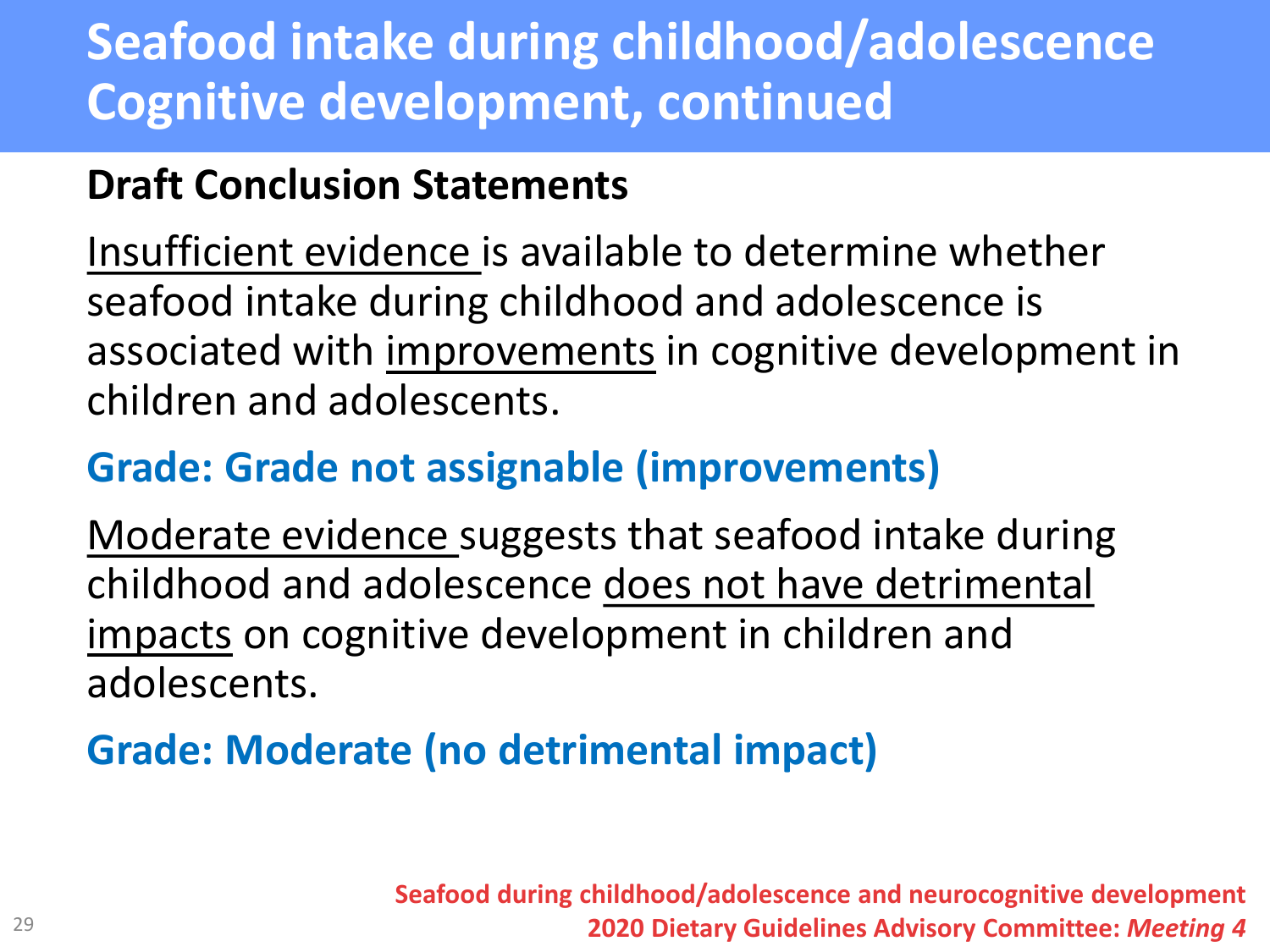# Seafood intake during childhood/adolescence Cognitive development, continued

**Draft Conclusion Statements**

Insufficient evidence is available to determine whether seafood intake during childhood and adolescence is associated with improvements in cognitive development in children and adolescents.

**Grade: Grade not assignable (improvements)**

Moderate evidence suggests that seafood intake during childhood and adolescence does not have detrimental impacts on cognitive development in children and adolescents.

**Grade: Moderate (no detrimental impact)**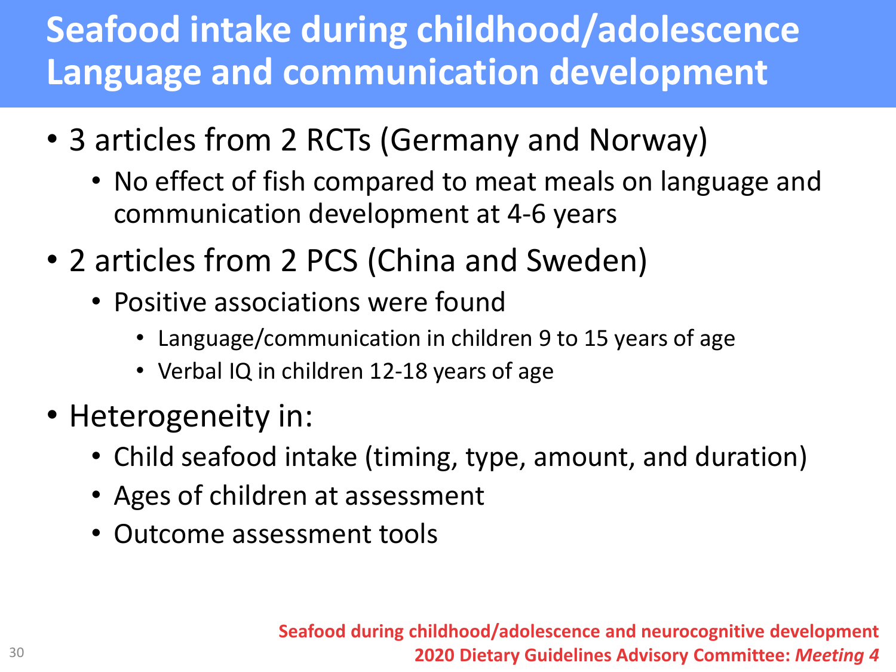# Seafood intake during childhood/adolescence Language and communication development

- 3 articles from 2 RCTs (Germany and Norway)
  - No effect of fish compared to meat meals on language and communication development at 4-6 years
- 2 articles from 2 PCS (China and Sweden)
  - Positive associations were found
    - Language/communication in children 9 to 15 years of age
    - Verbal IQ in children 12-18 years of age
- Heterogeneity in:
  - Child seafood intake (timing, type, amount, and duration)
  - Ages of children at assessment
  - Outcome assessment tools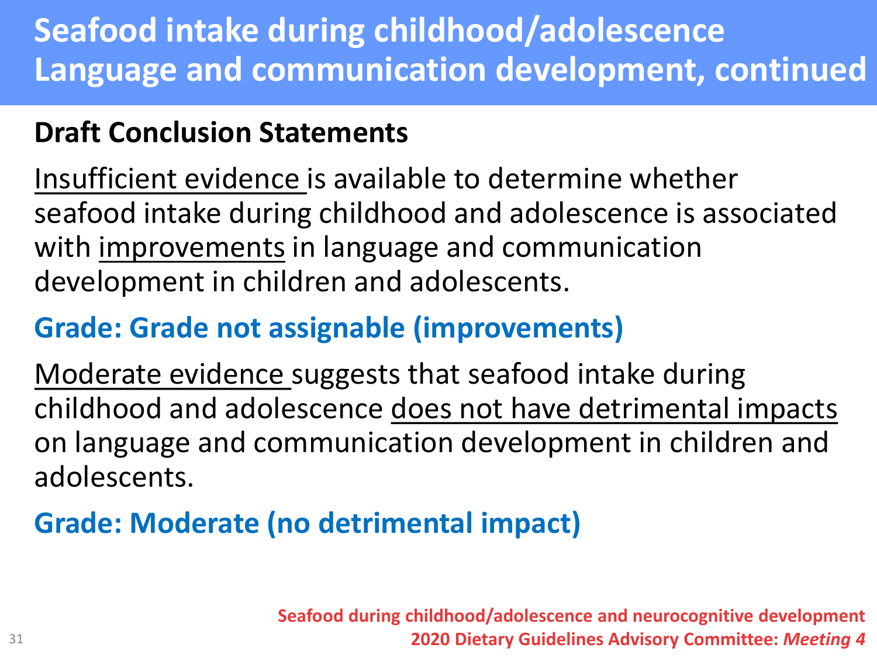# Seafood intake during childhood/adolescence Language and communication development, continued

## Draft Conclusion Statements

<u>Insufficient evidence</u> is available to determine whether seafood intake during childhood and adolescence is associated with <u>improvements</u> in language and communication development in children and adolescents.

**Grade: Grade not assignable (improvements)**

<u>Moderate evidence</u> suggests that seafood intake during childhood and adolescence <u>does not have detrimental impacts</u> on language and communication development in children and adolescents.

**Grade: Moderate (no detrimental impact)**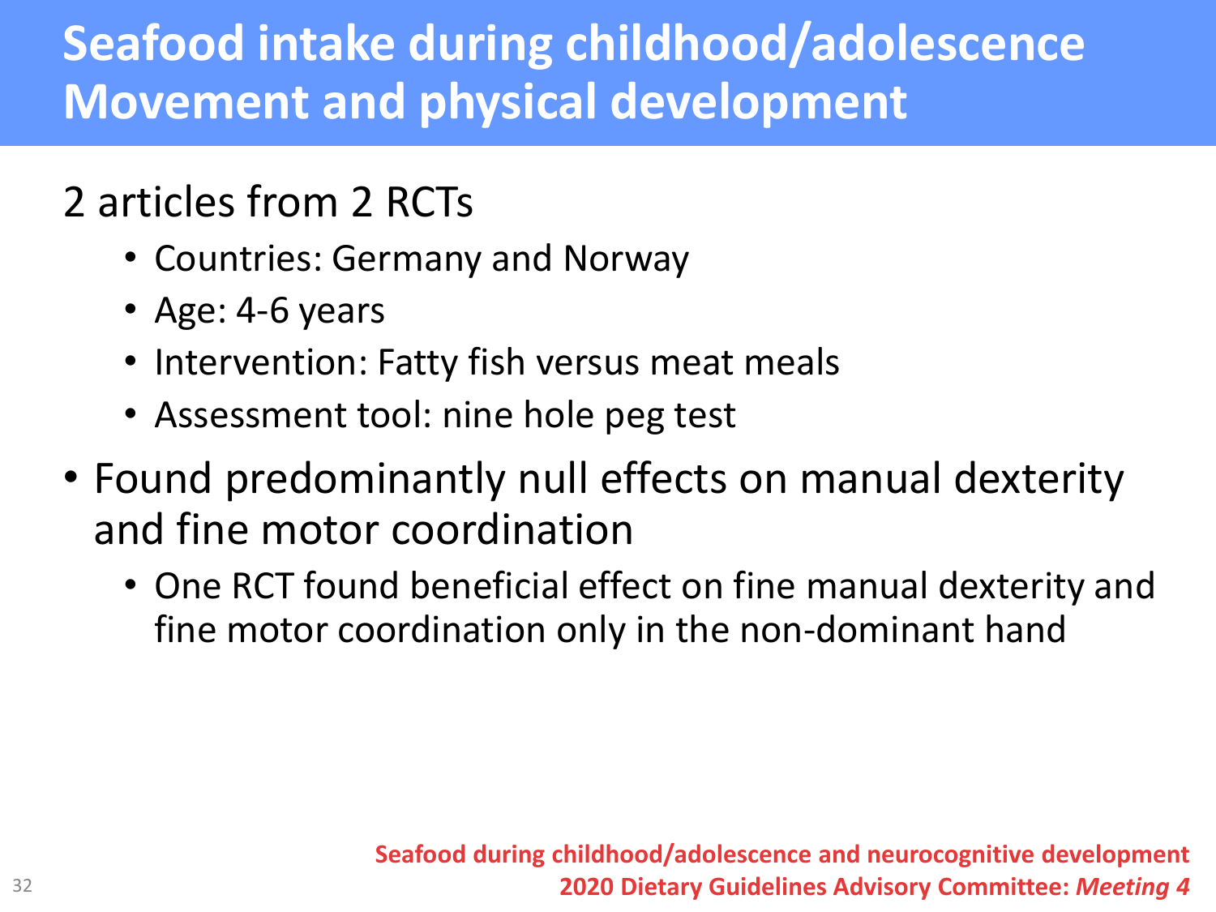# Seafood intake during childhood/adolescence Movement and physical development

2 articles from 2 RCTs

- Countries: Germany and Norway
- Age: 4-6 years
- Intervention: Fatty fish versus meat meals
- Assessment tool: nine hole peg test

- Found predominantly null effects on manual dexterity and fine motor coordination
  - One RCT found beneficial effect on fine manual dexterity and fine motor coordination only in the non-dominant hand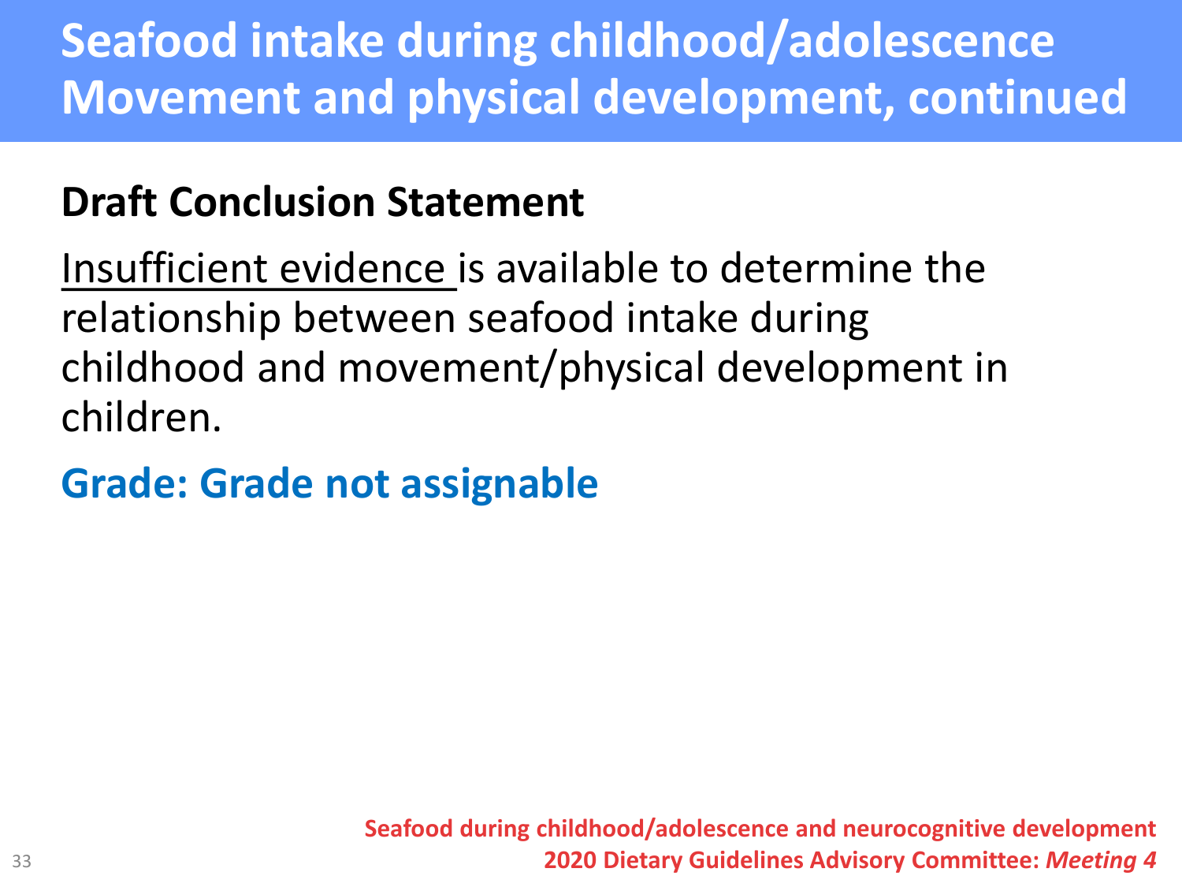# Seafood intake during childhood/adolescence Movement and physical development, continued

## Draft Conclusion Statement

Insufficient evidence is available to determine the relationship between seafood intake during childhood and movement/physical development in children.

**Grade: Grade not assignable**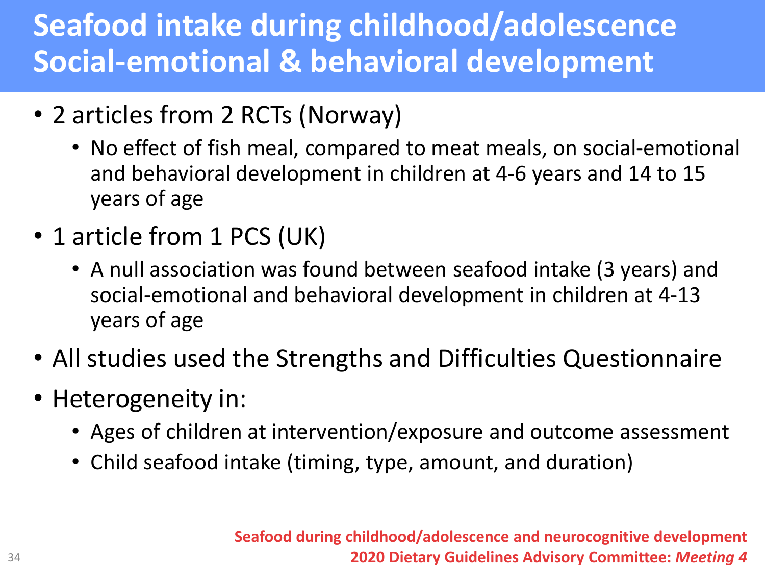# Seafood intake during childhood/adolescence Social-emotional & behavioral development

- 2 articles from 2 RCTs (Norway)
  - No effect of fish meal, compared to meat meals, on social-emotional and behavioral development in children at 4-6 years and 14 to 15 years of age
- 1 article from 1 PCS (UK)
  - A null association was found between seafood intake (3 years) and social-emotional and behavioral development in children at 4-13 years of age
- All studies used the Strengths and Difficulties Questionnaire
- Heterogeneity in:
  - Ages of children at intervention/exposure and outcome assessment
  - Child seafood intake (timing, type, amount, and duration)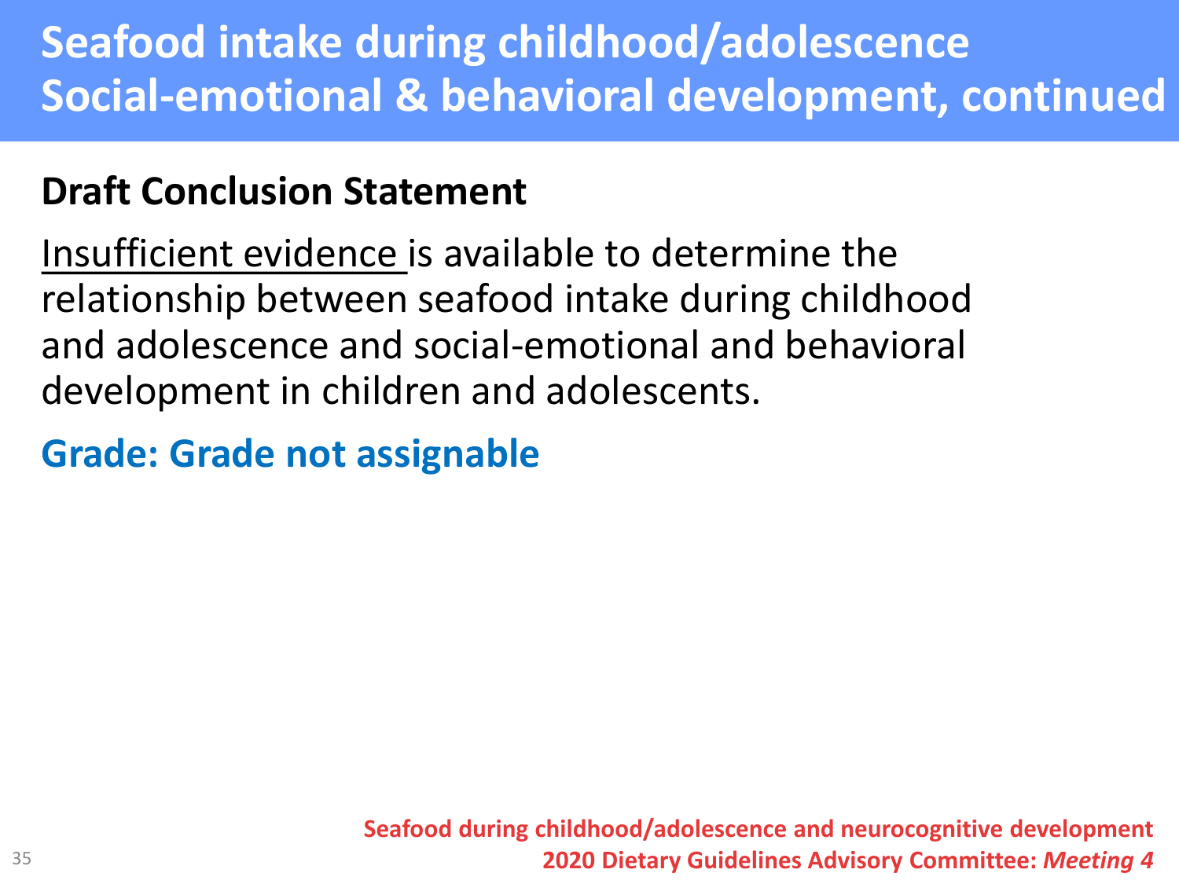# Seafood intake during childhood/adolescence Social-emotional & behavioral development, continued

## Draft Conclusion Statement

Insufficient evidence is available to determine the relationship between seafood intake during childhood and adolescence and social-emotional and behavioral development in children and adolescents.

**Grade: Grade not assignable**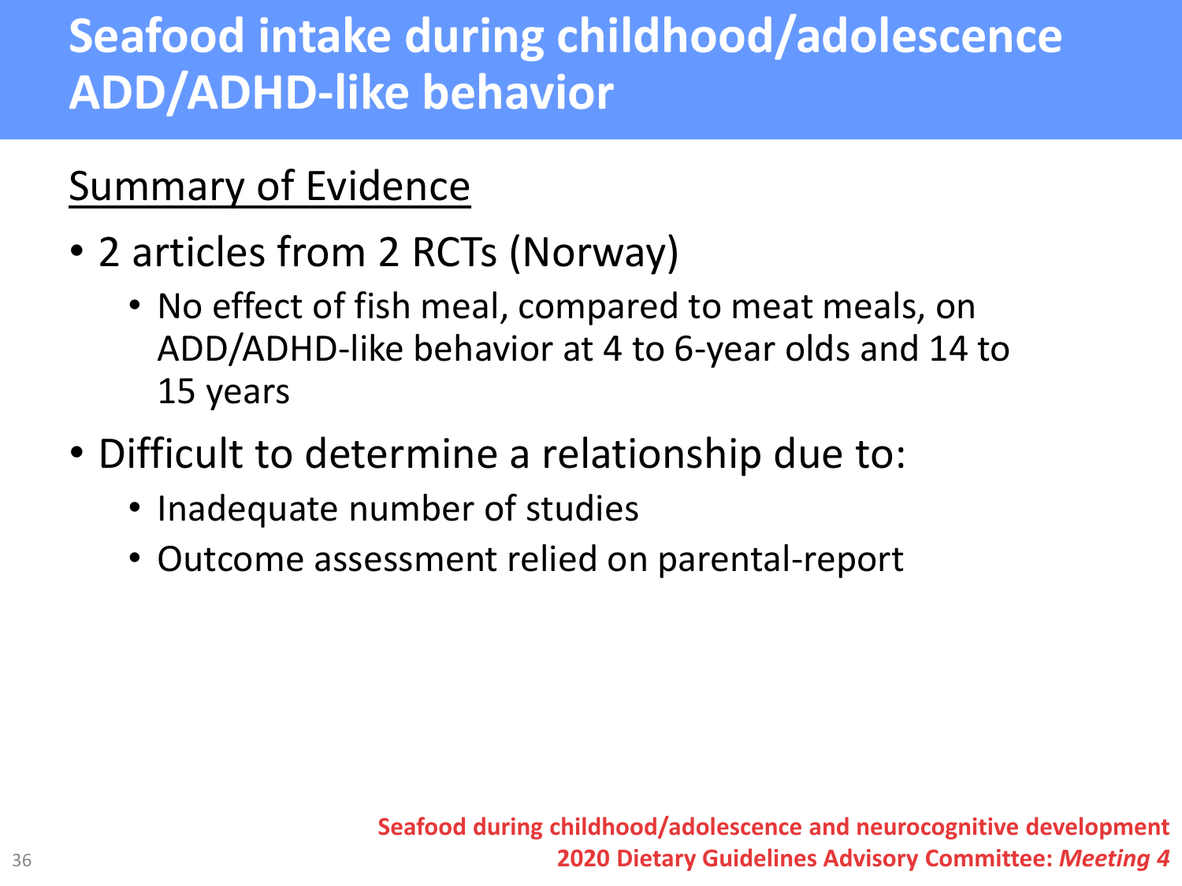# Seafood intake during childhood/adolescence ADD/ADHD-like behavior

## Summary of Evidence

- 2 articles from 2 RCTs (Norway)
  - No effect of fish meal, compared to meat meals, on ADD/ADHD-like behavior at 4 to 6-year olds and 14 to 15 years
- Difficult to determine a relationship due to:
  - Inadequate number of studies
  - Outcome assessment relied on parental-report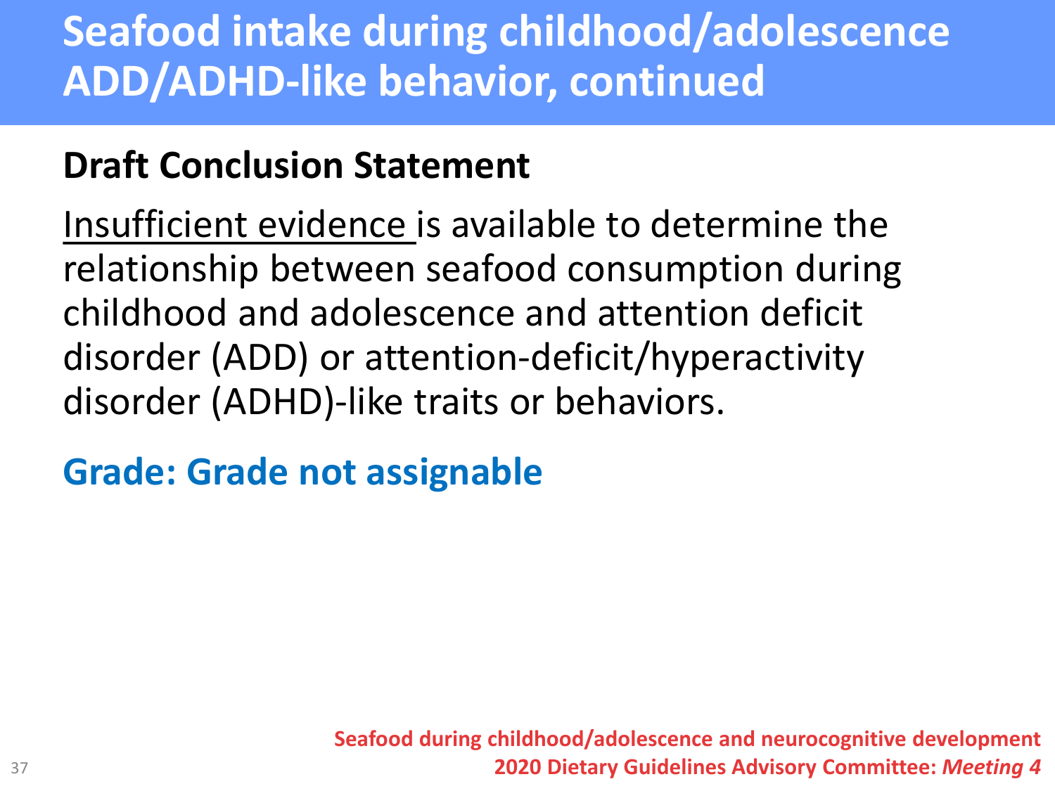# Seafood intake during childhood/adolescence ADD/ADHD-like behavior, continued

## Draft Conclusion Statement

Insufficient evidence is available to determine the relationship between seafood consumption during childhood and adolescence and attention deficit disorder (ADD) or attention-deficit/hyperactivity disorder (ADHD)-like traits or behaviors.

**Grade: Grade not assignable**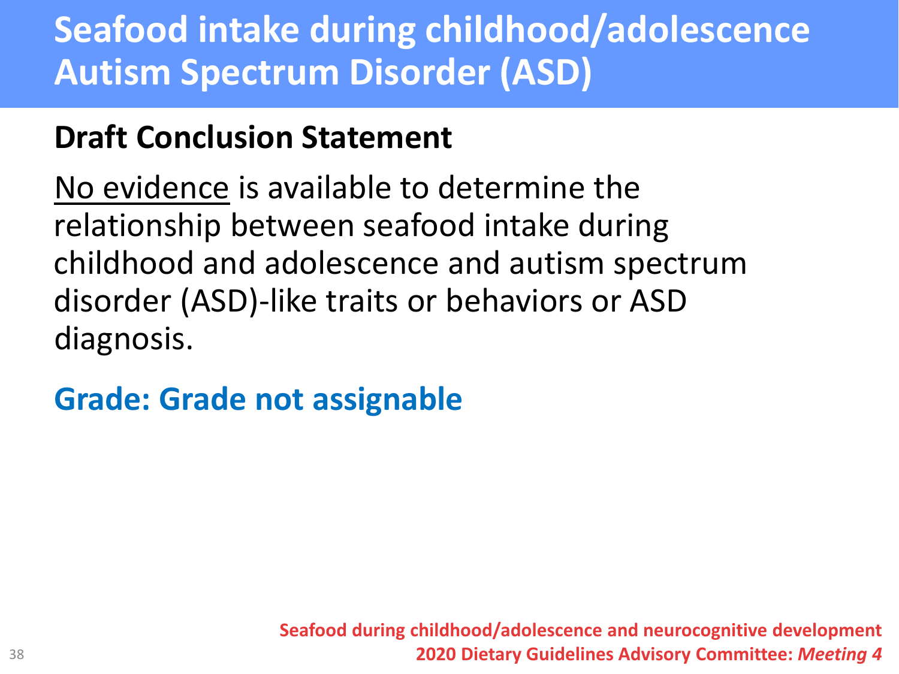# Seafood intake during childhood/adolescence Autism Spectrum Disorder (ASD)

## Draft Conclusion Statement

No evidence is available to determine the relationship between seafood intake during childhood and adolescence and autism spectrum disorder (ASD)-like traits or behaviors or ASD diagnosis.

**Grade: Grade not assignable**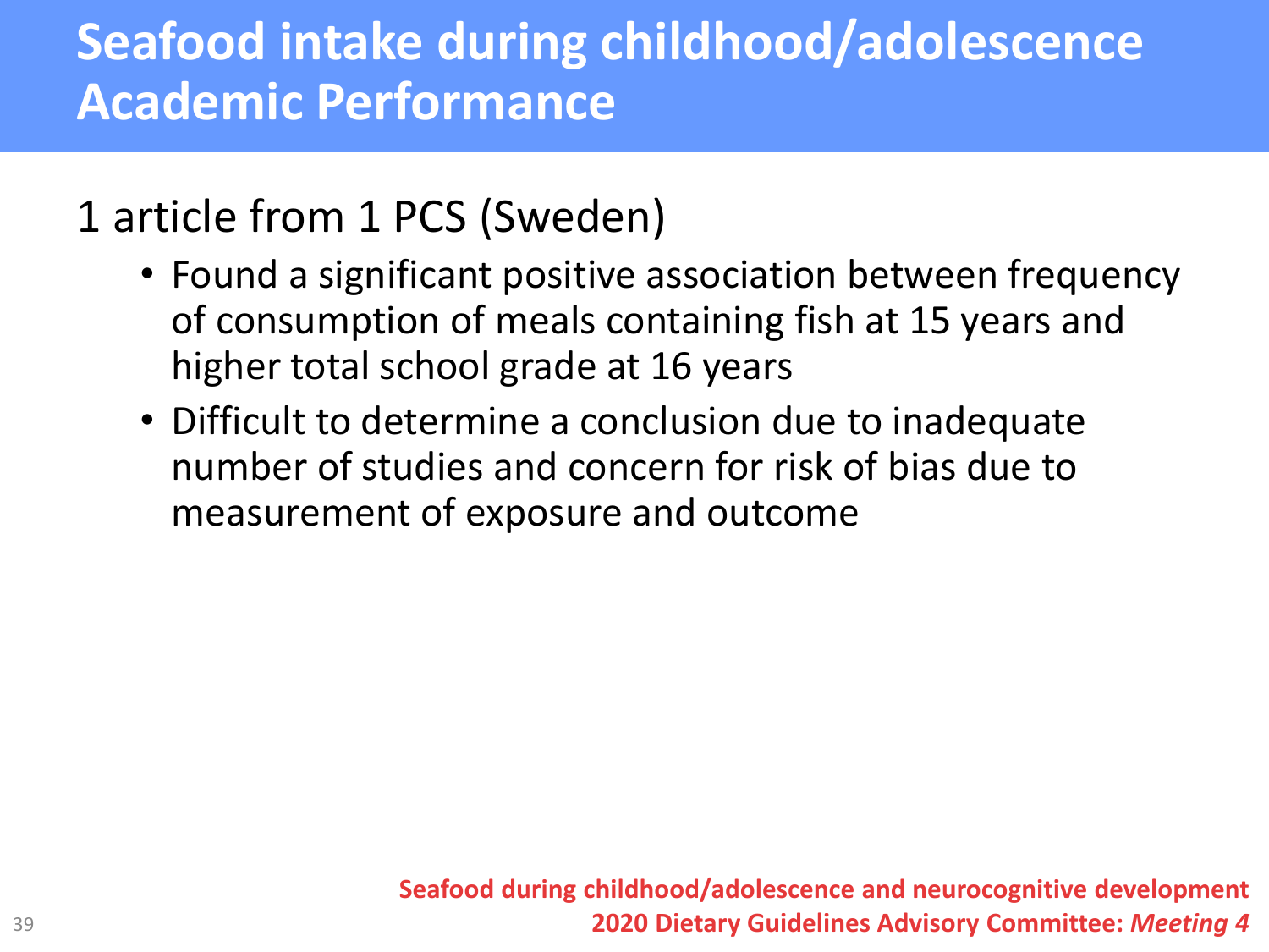# Seafood intake during childhood/adolescence Academic Performance

1 article from 1 PCS (Sweden)

- Found a significant positive association between frequency of consumption of meals containing fish at 15 years and higher total school grade at 16 years
- Difficult to determine a conclusion due to inadequate number of studies and concern for risk of bias due to measurement of exposure and outcome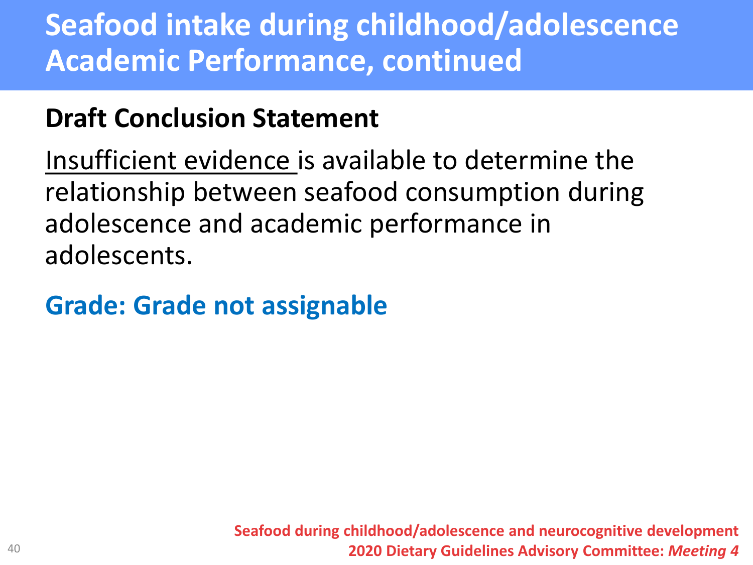# Seafood intake during childhood/adolescence Academic Performance, continued

## Draft Conclusion Statement

Insufficient evidence is available to determine the relationship between seafood consumption during adolescence and academic performance in adolescents.

**Grade: Grade not assignable**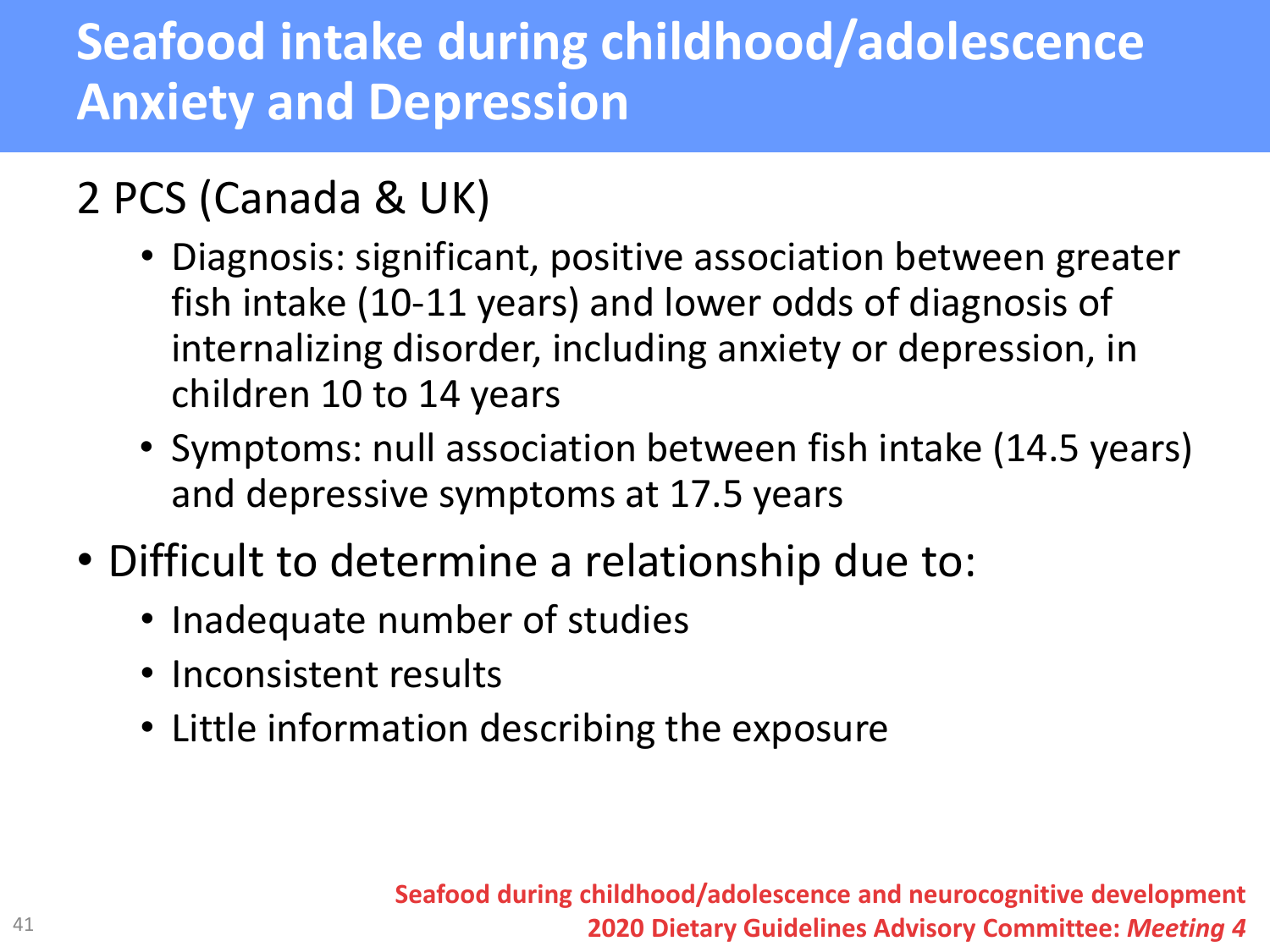# Seafood intake during childhood/adolescence Anxiety and Depression

2 PCS (Canada & UK)

- Diagnosis: significant, positive association between greater fish intake (10-11 years) and lower odds of diagnosis of internalizing disorder, including anxiety or depression, in children 10 to 14 years
- Symptoms: null association between fish intake (14.5 years) and depressive symptoms at 17.5 years

- Difficult to determine a relationship due to:
  - Inadequate number of studies
  - Inconsistent results
  - Little information describing the exposure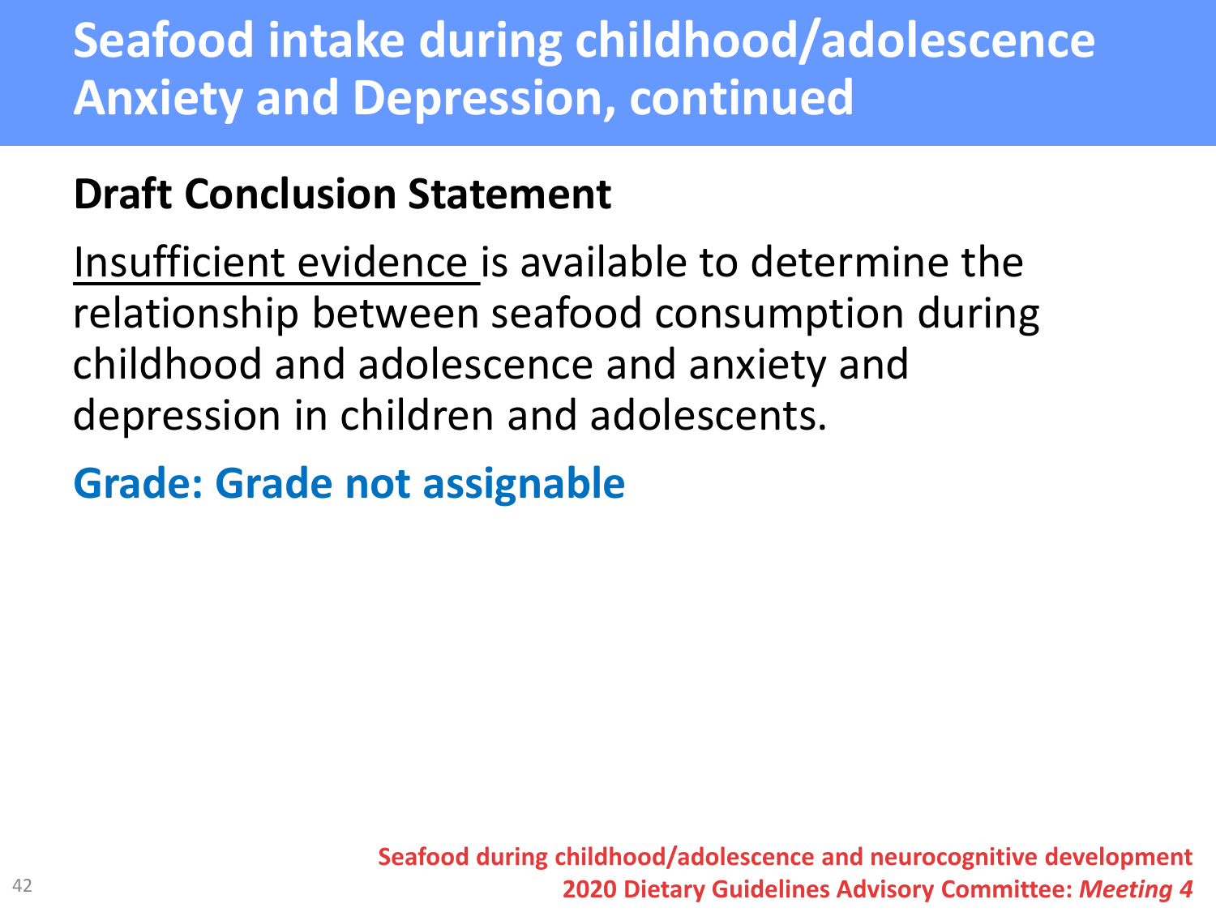# Seafood intake during childhood/adolescence Anxiety and Depression, continued

## Draft Conclusion Statement

Insufficient evidence is available to determine the relationship between seafood consumption during childhood and adolescence and anxiety and depression in children and adolescents.

**Grade: Grade not assignable**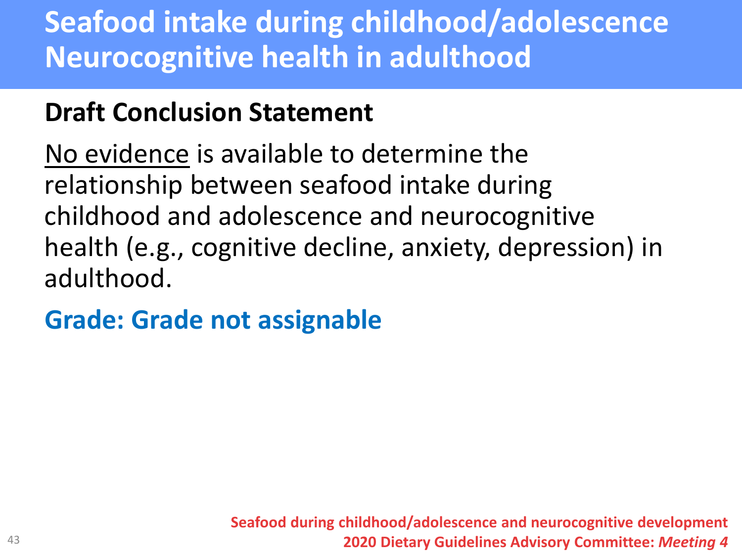# Seafood intake during childhood/adolescence Neurocognitive health in adulthood

## Draft Conclusion Statement

<u>No evidence</u> is available to determine the relationship between seafood intake during childhood and adolescence and neurocognitive health (e.g., cognitive decline, anxiety, depression) in adulthood.

**Grade: Grade not assignable**

**Seafood during childhood/adolescence and neurocognitive development**
**2020 Dietary Guidelines Advisory Committee: *Meeting 4***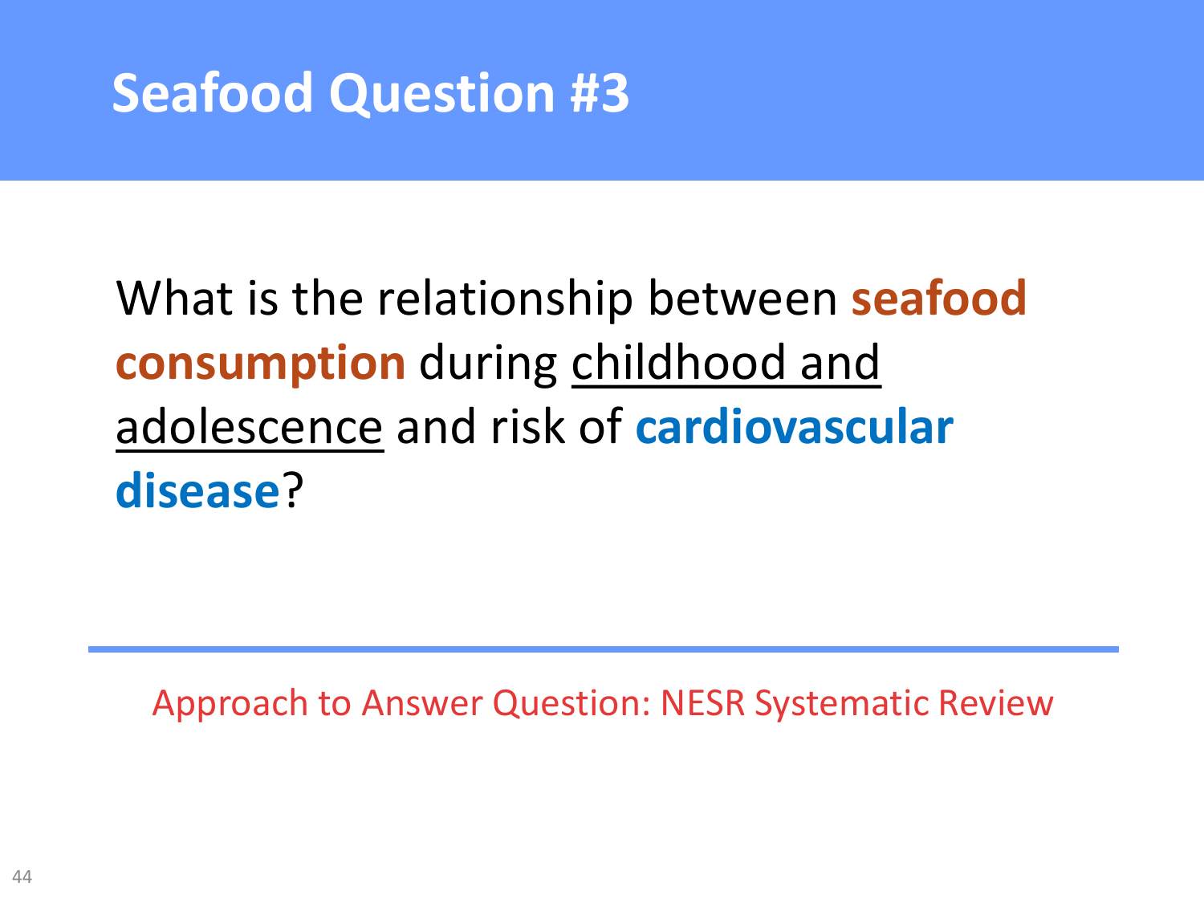# Seafood Question #3

What is the relationship between **seafood consumption** during childhood and adolescence and risk of **cardiovascular disease**?

---

Approach to Answer Question: NESR Systematic Review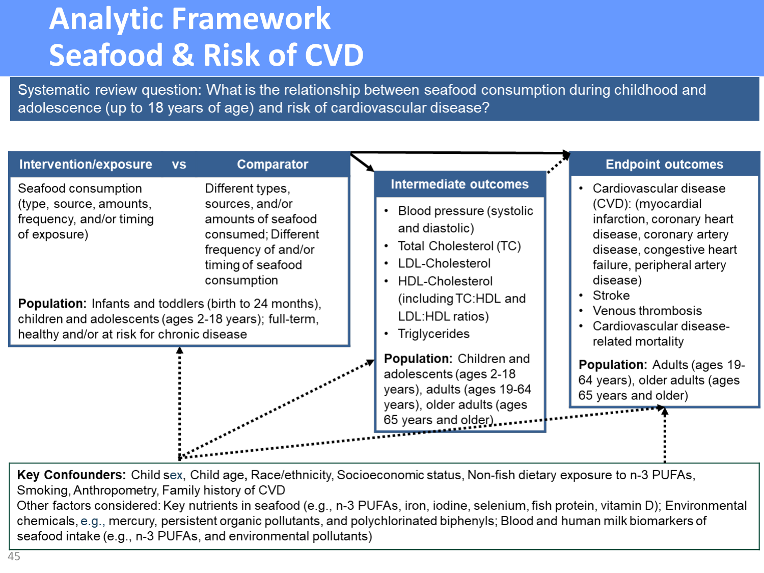# Analytic Framework
# Seafood & Risk of CVD

**Systematic review question:** What is the relationship between seafood consumption during childhood and adolescence (up to 18 years of age) and risk of cardiovascular disease?

## Intervention/exposure vs Comparator

**Intervention/exposure:** Seafood consumption (type, source, amounts, frequency, and/or timing of exposure)

**Comparator:** Different types, sources, and/or amounts of seafood consumed; Different frequency of and/or timing of seafood consumption

**Population:** Infants and toddlers (birth to 24 months), children and adolescents (ages 2-18 years); full-term, healthy and/or at risk for chronic disease

## Intermediate outcomes

- Blood pressure (systolic and diastolic)
- Total Cholesterol (TC)
- LDL-Cholesterol
- HDL-Cholesterol (including TC:HDL and LDL:HDL ratios)
- Triglycerides

**Population:** Children and adolescents (ages 2-18 years), adults (ages 19-64 years), older adults (ages 65 years and older)

## Endpoint outcomes

- Cardiovascular disease (CVD): (myocardial infarction, coronary heart disease, coronary artery disease, congestive heart failure, peripheral artery disease)
- Stroke
- Venous thrombosis
- Cardiovascular disease-related mortality

**Population:** Adults (ages 19-64 years), older adults (ages 65 years and older)

---

**Key Confounders:** Child sex, Child age, Race/ethnicity, Socioeconomic status, Non-fish dietary exposure to n-3 PUFAs, Smoking, Anthropometry, Family history of CVD

Other factors considered: Key nutrients in seafood (e.g., n-3 PUFAs, iron, iodine, selenium, fish protein, vitamin D); Environmental chemicals, e.g., mercury, persistent organic pollutants, and polychlorinated biphenyls; Blood and human milk biomarkers of seafood intake (e.g., n-3 PUFAs, and environmental pollutants)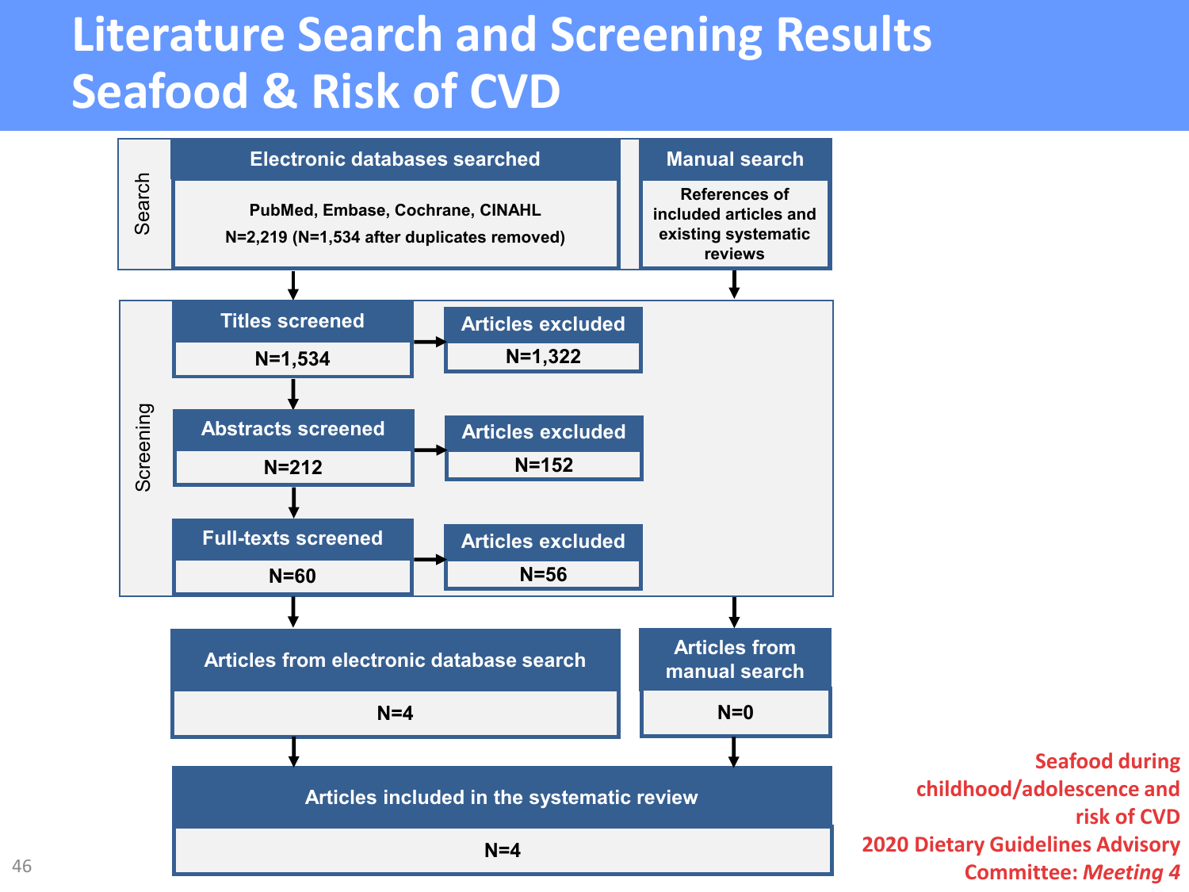# Literature Search and Screening Results
# Seafood & Risk of CVD

**Search**

| Electronic databases searched | Manual search |
| --- | --- |
| PubMed, Embase, Cochrane, CINAHL<br>N=2,219 (N=1,534 after duplicates removed) | References of included articles and existing systematic reviews |

**Screening**

| Screened | N | Articles excluded |
| --- | --- | --- |
| Titles screened | N=1,534 | N=1,322 |
| Abstracts screened | N=212 | N=152 |
| Full-texts screened | N=60 | N=56 |

| Articles from electronic database search | Articles from manual search |
| --- | --- |
| N=4 | N=0 |

**Articles included in the systematic review**

N=4

Seafood during childhood/adolescence and risk of CVD
2020 Dietary Guidelines Advisory Committee: *Meeting 4*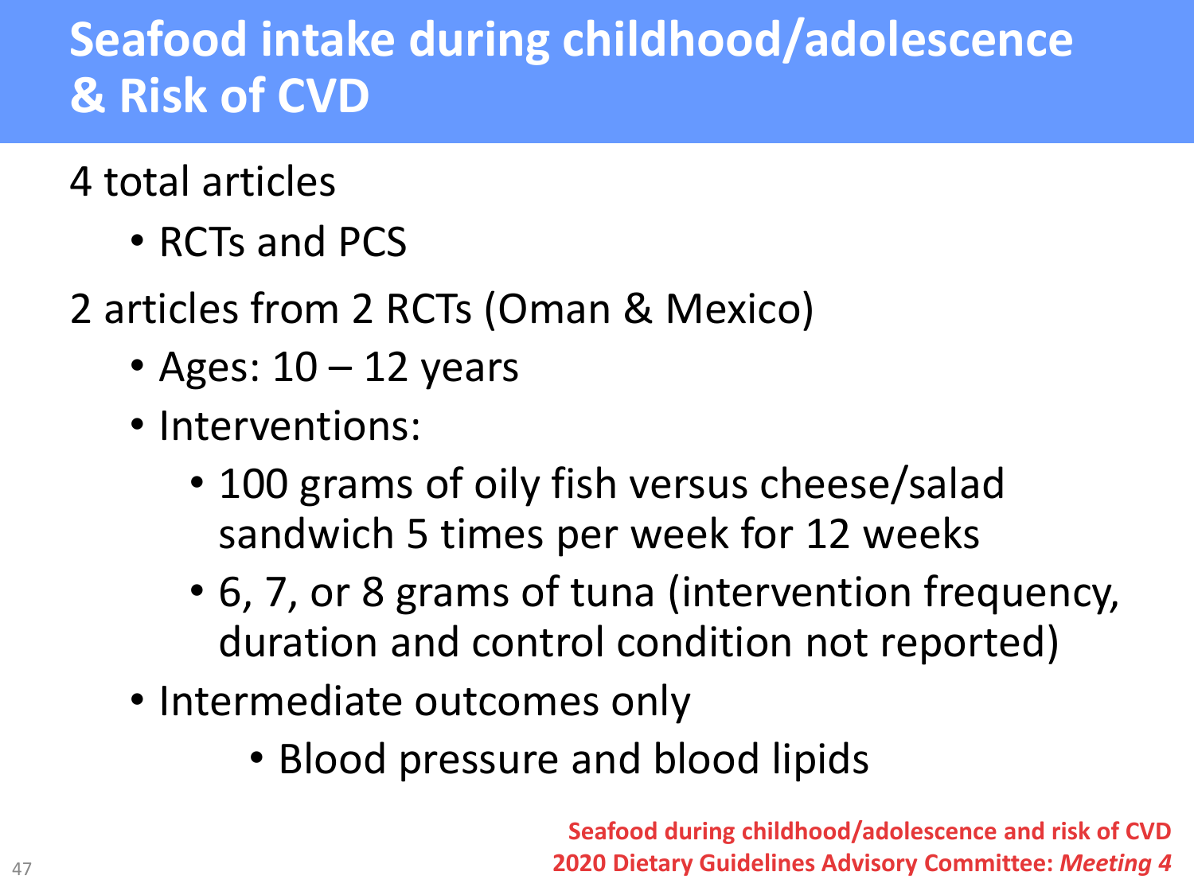# Seafood intake during childhood/adolescence & Risk of CVD

4 total articles

- RCTs and PCS

2 articles from 2 RCTs (Oman & Mexico)

- Ages: 10 – 12 years
- Interventions:
  - 100 grams of oily fish versus cheese/salad sandwich 5 times per week for 12 weeks
  - 6, 7, or 8 grams of tuna (intervention frequency, duration and control condition not reported)
- Intermediate outcomes only
  - Blood pressure and blood lipids

**Seafood during childhood/adolescence and risk of CVD**
**2020 Dietary Guidelines Advisory Committee: *Meeting 4***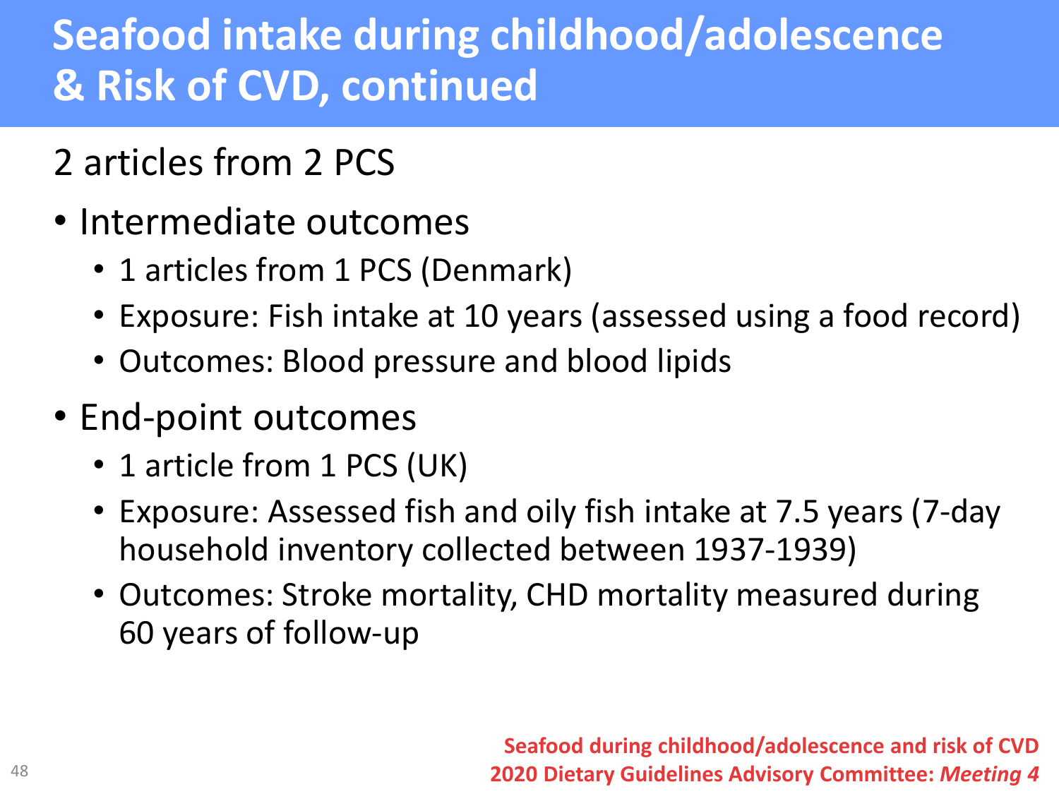# Seafood intake during childhood/adolescence & Risk of CVD, continued

2 articles from 2 PCS

- Intermediate outcomes
  - 1 articles from 1 PCS (Denmark)
  - Exposure: Fish intake at 10 years (assessed using a food record)
  - Outcomes: Blood pressure and blood lipids
- End-point outcomes
  - 1 article from 1 PCS (UK)
  - Exposure: Assessed fish and oily fish intake at 7.5 years (7-day household inventory collected between 1937-1939)
  - Outcomes: Stroke mortality, CHD mortality measured during 60 years of follow-up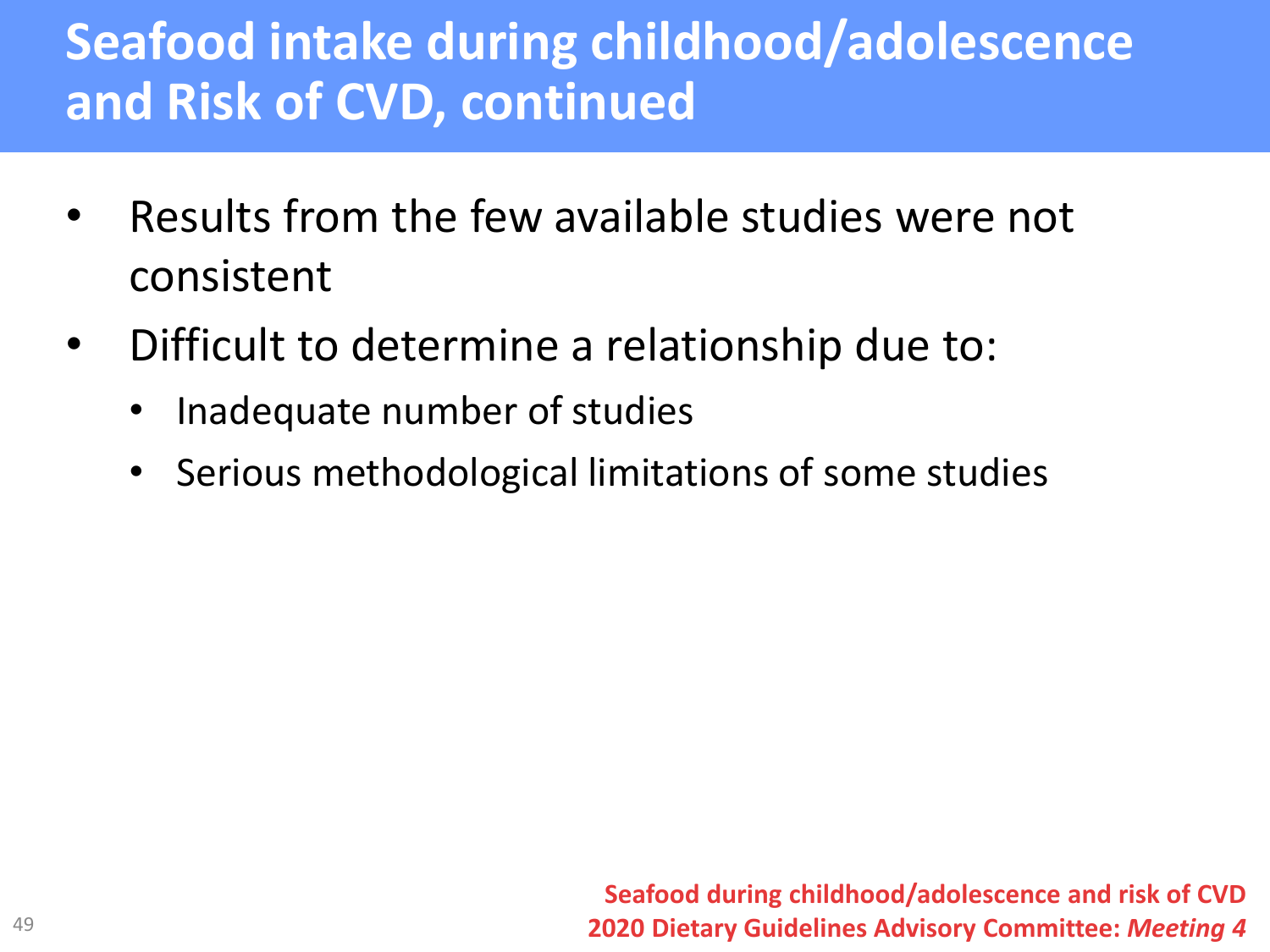# Seafood intake during childhood/adolescence and Risk of CVD, continued

- Results from the few available studies were not consistent
- Difficult to determine a relationship due to:
  - Inadequate number of studies
  - Serious methodological limitations of some studies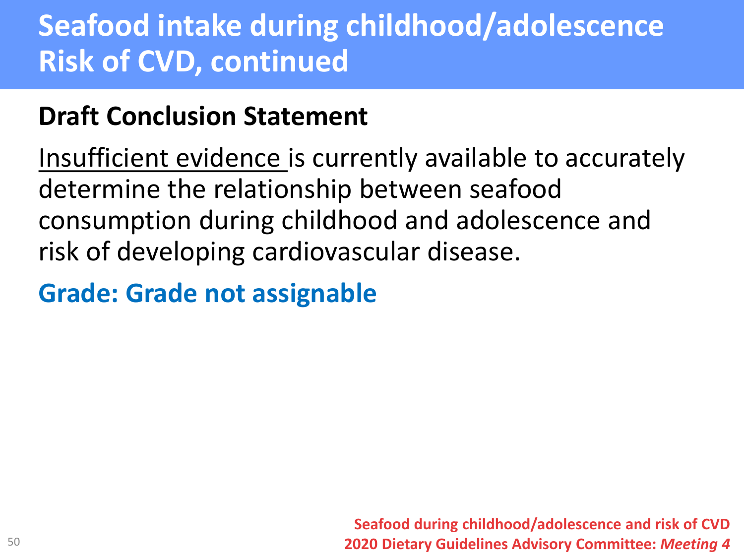# Seafood intake during childhood/adolescence Risk of CVD, continued

## Draft Conclusion Statement

<u>Insufficient evidence</u> is currently available to accurately determine the relationship between seafood consumption during childhood and adolescence and risk of developing cardiovascular disease.

**Grade: Grade not assignable**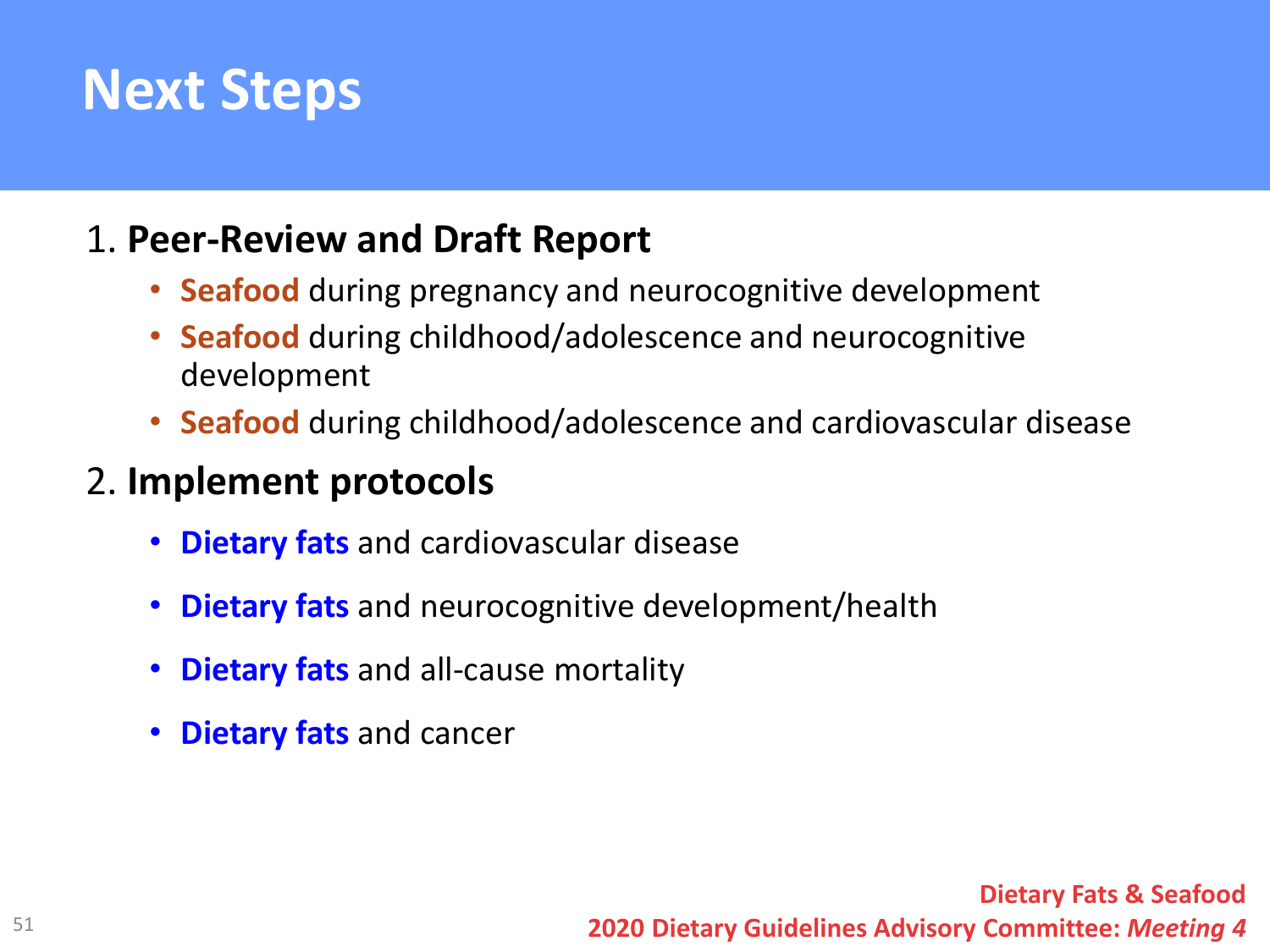# Next Steps

1. **Peer-Review and Draft Report**
   - **Seafood** during pregnancy and neurocognitive development
   - **Seafood** during childhood/adolescence and neurocognitive development
   - **Seafood** during childhood/adolescence and cardiovascular disease
2. **Implement protocols**
   - **Dietary fats** and cardiovascular disease
   - **Dietary fats** and neurocognitive development/health
   - **Dietary fats** and all-cause mortality
   - **Dietary fats** and cancer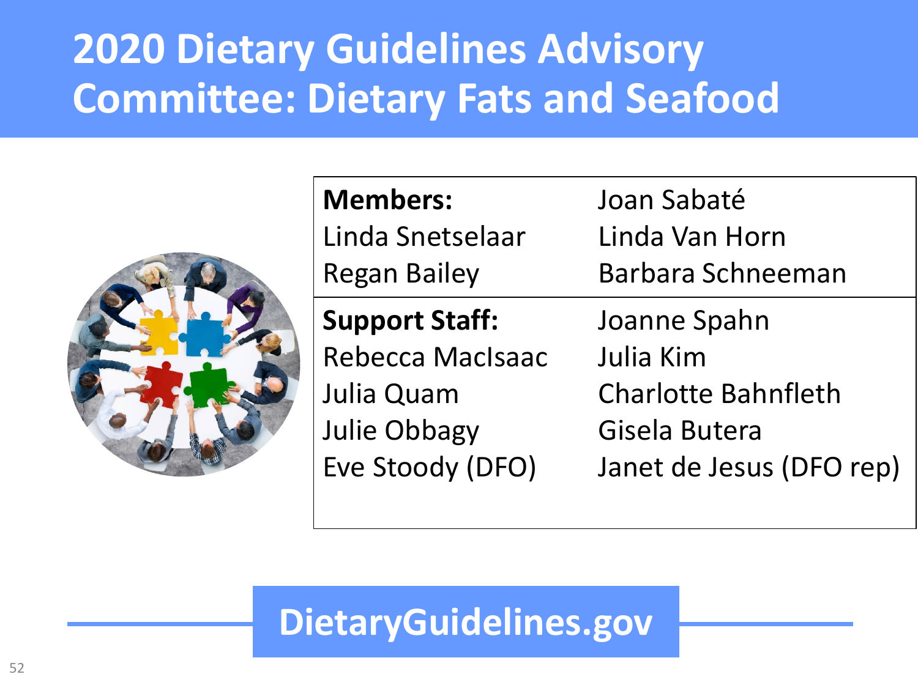# 2020 Dietary Guidelines Advisory Committee: Dietary Fats and Seafood

| | |
|---|---|
| **Members:** | Joan Sabaté |
| Linda Snetselaar | Linda Van Horn |
| Regan Bailey | Barbara Schneeman |
| **Support Staff:** | Joanne Spahn |
| Rebecca MacIsaac | Julia Kim |
| Julia Quam | Charlotte Bahnfleth |
| Julie Obbagy | Gisela Butera |
| Eve Stoody (DFO) | Janet de Jesus (DFO rep) |

**DietaryGuidelines.gov**